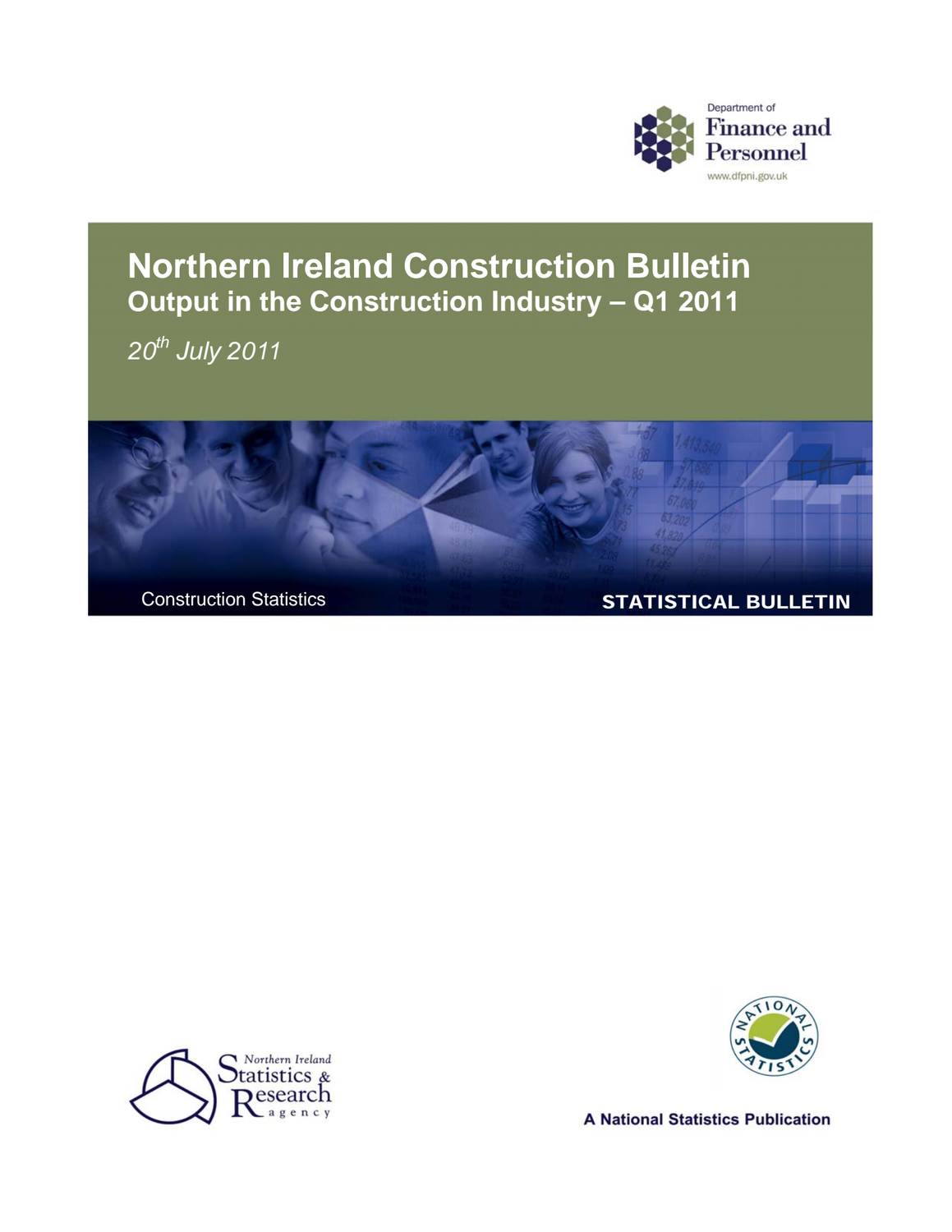Department of
Finance and Personnel
www.dfpni.gov.uk

# Northern Ireland Construction Bulletin

## Output in the Construction Industry – Q1 2011

*20th July 2011*

Construction Statistics

**STATISTICAL BULLETIN**

Northern Ireland Statistics & Research agency

A National Statistics Publication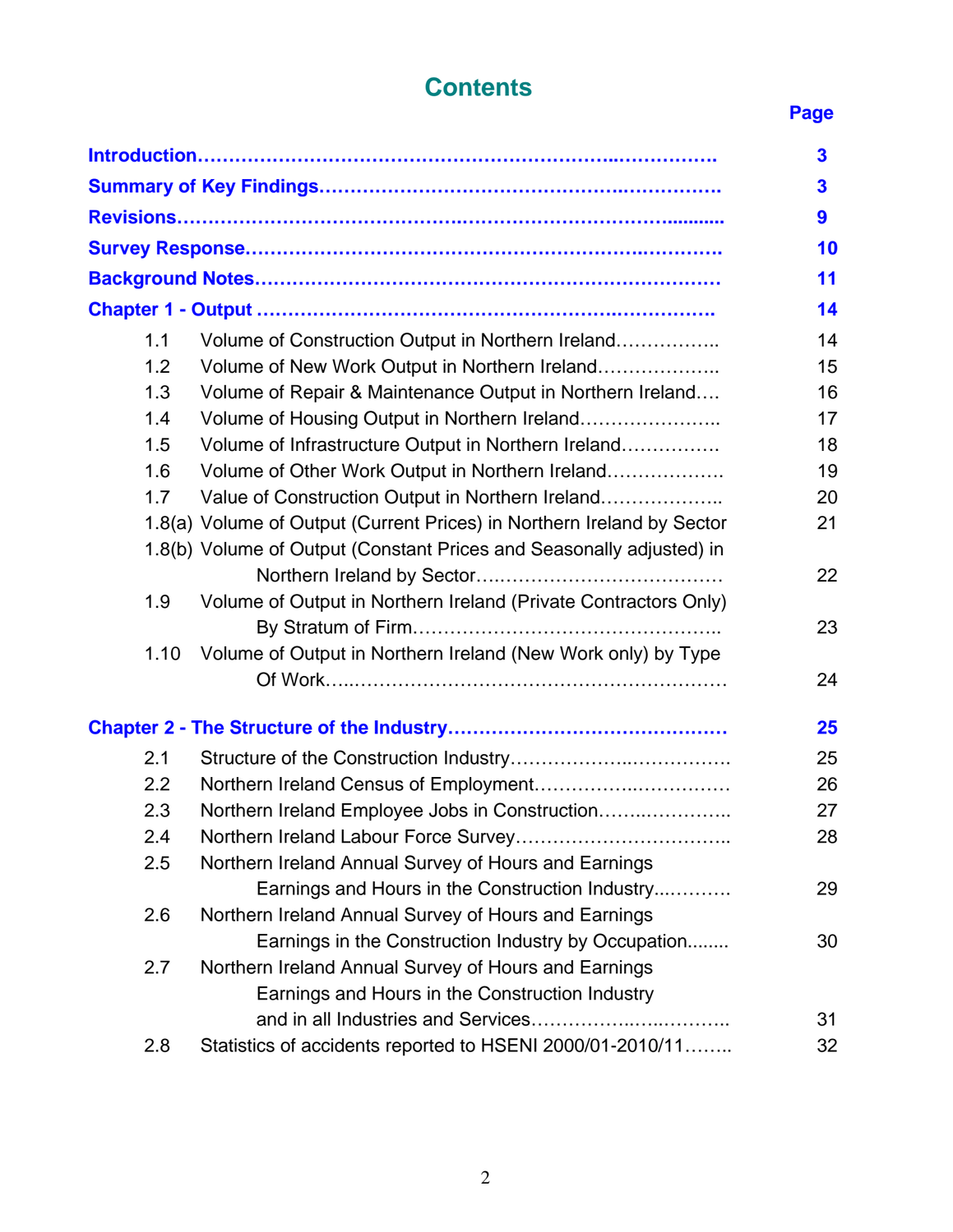# Contents

| | | Page |
|---|---|---|
| **Introduction** | | **3** |
| **Summary of Key Findings** | | **3** |
| **Revisions** | | **9** |
| **Survey Response** | | **10** |
| **Background Notes** | | **11** |
| **Chapter 1 - Output** | | **14** |
| 1.1 | Volume of Construction Output in Northern Ireland | 14 |
| 1.2 | Volume of New Work Output in Northern Ireland | 15 |
| 1.3 | Volume of Repair & Maintenance Output in Northern Ireland | 16 |
| 1.4 | Volume of Housing Output in Northern Ireland | 17 |
| 1.5 | Volume of Infrastructure Output in Northern Ireland | 18 |
| 1.6 | Volume of Other Work Output in Northern Ireland | 19 |
| 1.7 | Value of Construction Output in Northern Ireland | 20 |
| 1.8(a) | Volume of Output (Current Prices) in Northern Ireland by Sector | 21 |
| 1.8(b) | Volume of Output (Constant Prices and Seasonally adjusted) in Northern Ireland by Sector | 22 |
| 1.9 | Volume of Output in Northern Ireland (Private Contractors Only) By Stratum of Firm | 23 |
| 1.10 | Volume of Output in Northern Ireland (New Work only) by Type Of Work | 24 |
| **Chapter 2 - The Structure of the Industry** | | **25** |
| 2.1 | Structure of the Construction Industry | 25 |
| 2.2 | Northern Ireland Census of Employment | 26 |
| 2.3 | Northern Ireland Employee Jobs in Construction | 27 |
| 2.4 | Northern Ireland Labour Force Survey | 28 |
| 2.5 | Northern Ireland Annual Survey of Hours and Earnings Earnings and Hours in the Construction Industry | 29 |
| 2.6 | Northern Ireland Annual Survey of Hours and Earnings Earnings in the Construction Industry by Occupation | 30 |
| 2.7 | Northern Ireland Annual Survey of Hours and Earnings Earnings and Hours in the Construction Industry and in all Industries and Services | 31 |
| 2.8 | Statistics of accidents reported to HSENI 2000/01-2010/11 | 32 |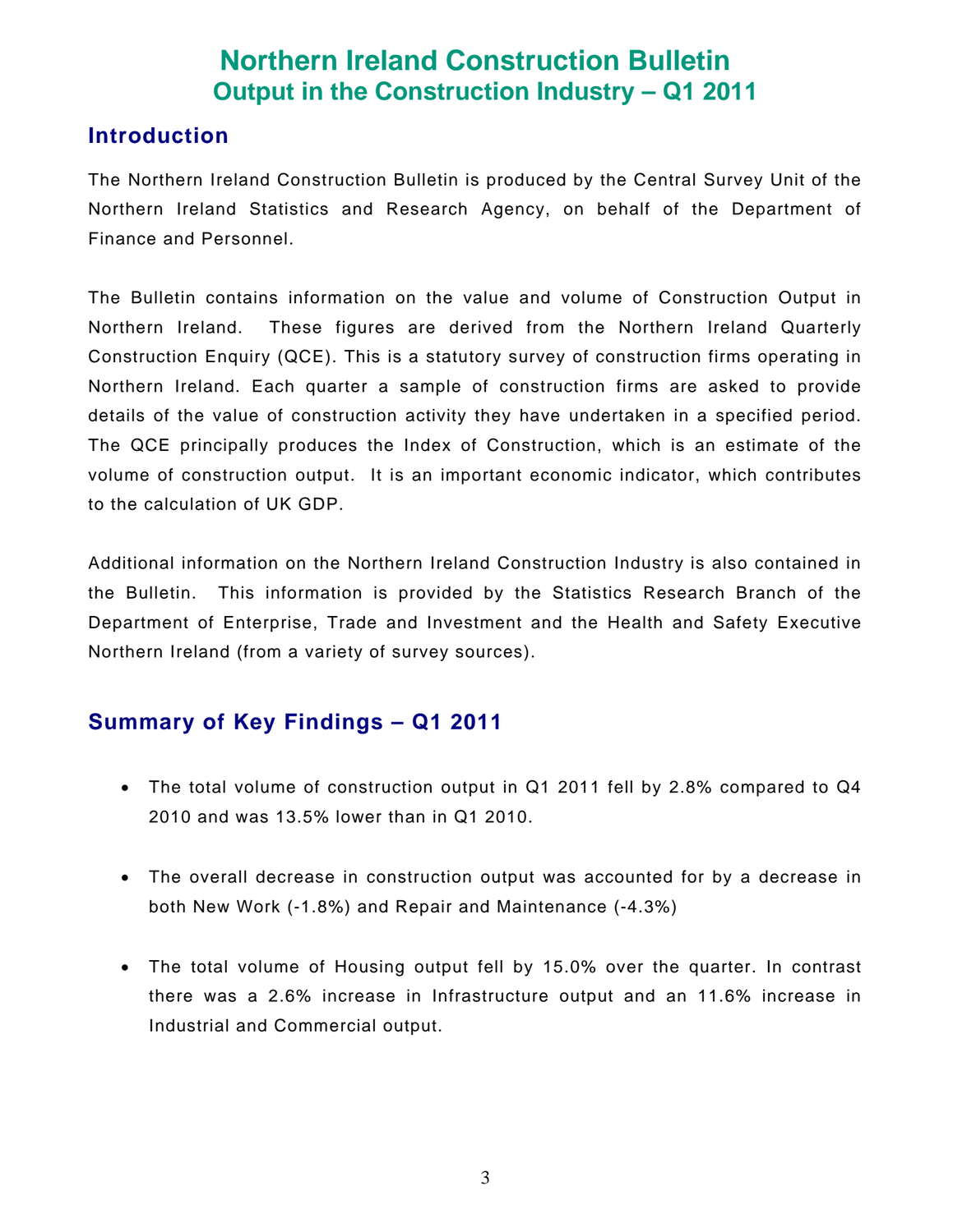# Northern Ireland Construction Bulletin
## Output in the Construction Industry – Q1 2011

## Introduction

The Northern Ireland Construction Bulletin is produced by the Central Survey Unit of the Northern Ireland Statistics and Research Agency, on behalf of the Department of Finance and Personnel.

The Bulletin contains information on the value and volume of Construction Output in Northern Ireland. These figures are derived from the Northern Ireland Quarterly Construction Enquiry (QCE). This is a statutory survey of construction firms operating in Northern Ireland. Each quarter a sample of construction firms are asked to provide details of the value of construction activity they have undertaken in a specified period. The QCE principally produces the Index of Construction, which is an estimate of the volume of construction output. It is an important economic indicator, which contributes to the calculation of UK GDP.

Additional information on the Northern Ireland Construction Industry is also contained in the Bulletin. This information is provided by the Statistics Research Branch of the Department of Enterprise, Trade and Investment and the Health and Safety Executive Northern Ireland (from a variety of survey sources).

## Summary of Key Findings – Q1 2011

- The total volume of construction output in Q1 2011 fell by 2.8% compared to Q4 2010 and was 13.5% lower than in Q1 2010.
- The overall decrease in construction output was accounted for by a decrease in both New Work (-1.8%) and Repair and Maintenance (-4.3%)
- The total volume of Housing output fell by 15.0% over the quarter. In contrast there was a 2.6% increase in Infrastructure output and an 11.6% increase in Industrial and Commercial output.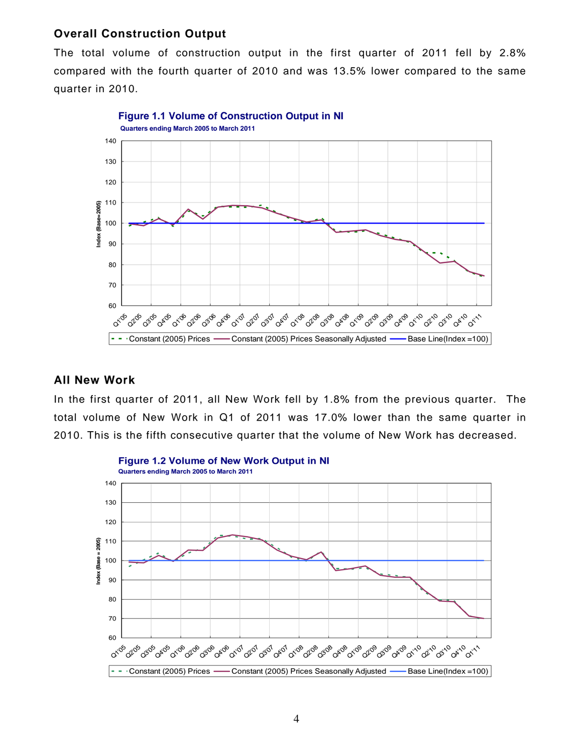## Overall Construction Output

The total volume of construction output in the first quarter of 2011 fell by 2.8% compared with the fourth quarter of 2010 and was 13.5% lower compared to the same quarter in 2010.

**Figure 1.1 Volume of Construction Output in NI**

Quarters ending March 2005 to March 2011

## All New Work

In the first quarter of 2011, all New Work fell by 1.8% from the previous quarter. The total volume of New Work in Q1 of 2011 was 17.0% lower than the same quarter in 2010. This is the fifth consecutive quarter that the volume of New Work has decreased.

**Figure 1.2 Volume of New Work Output in NI**

Quarters ending March 2005 to March 2011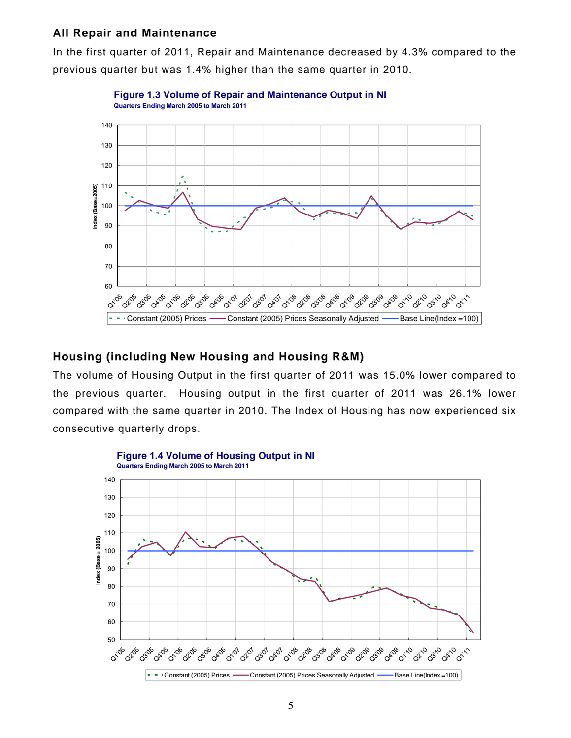## All Repair and Maintenance

In the first quarter of 2011, Repair and Maintenance decreased by 4.3% compared to the previous quarter but was 1.4% higher than the same quarter in 2010.

**Figure 1.3 Volume of Repair and Maintenance Output in NI**
Quarters Ending March 2005 to March 2011

## Housing (including New Housing and Housing R&M)

The volume of Housing Output in the first quarter of 2011 was 15.0% lower compared to the previous quarter. Housing output in the first quarter of 2011 was 26.1% lower compared with the same quarter in 2010. The Index of Housing has now experienced six consecutive quarterly drops.

**Figure 1.4 Volume of Housing Output in NI**
Quarters Ending March 2005 to March 2011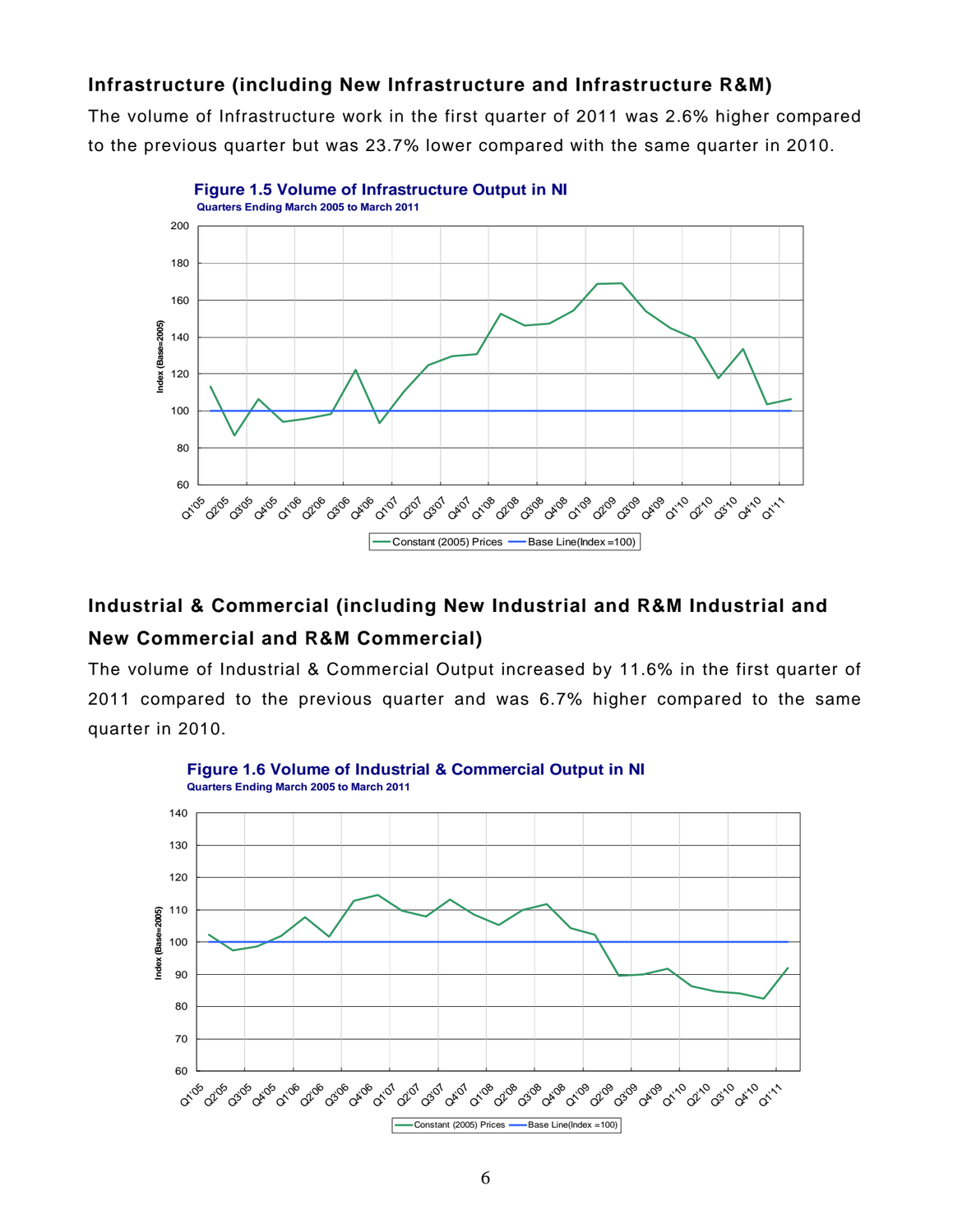## Infrastructure (including New Infrastructure and Infrastructure R&M)

The volume of Infrastructure work in the first quarter of 2011 was 2.6% higher compared to the previous quarter but was 23.7% lower compared with the same quarter in 2010.

**Figure 1.5 Volume of Infrastructure Output in NI**
Quarters Ending March 2005 to March 2011

## Industrial & Commercial (including New Industrial and R&M Industrial and New Commercial and R&M Commercial)

The volume of Industrial & Commercial Output increased by 11.6% in the first quarter of 2011 compared to the previous quarter and was 6.7% higher compared to the same quarter in 2010.

**Figure 1.6 Volume of Industrial & Commercial Output in NI**
Quarters Ending March 2005 to March 2011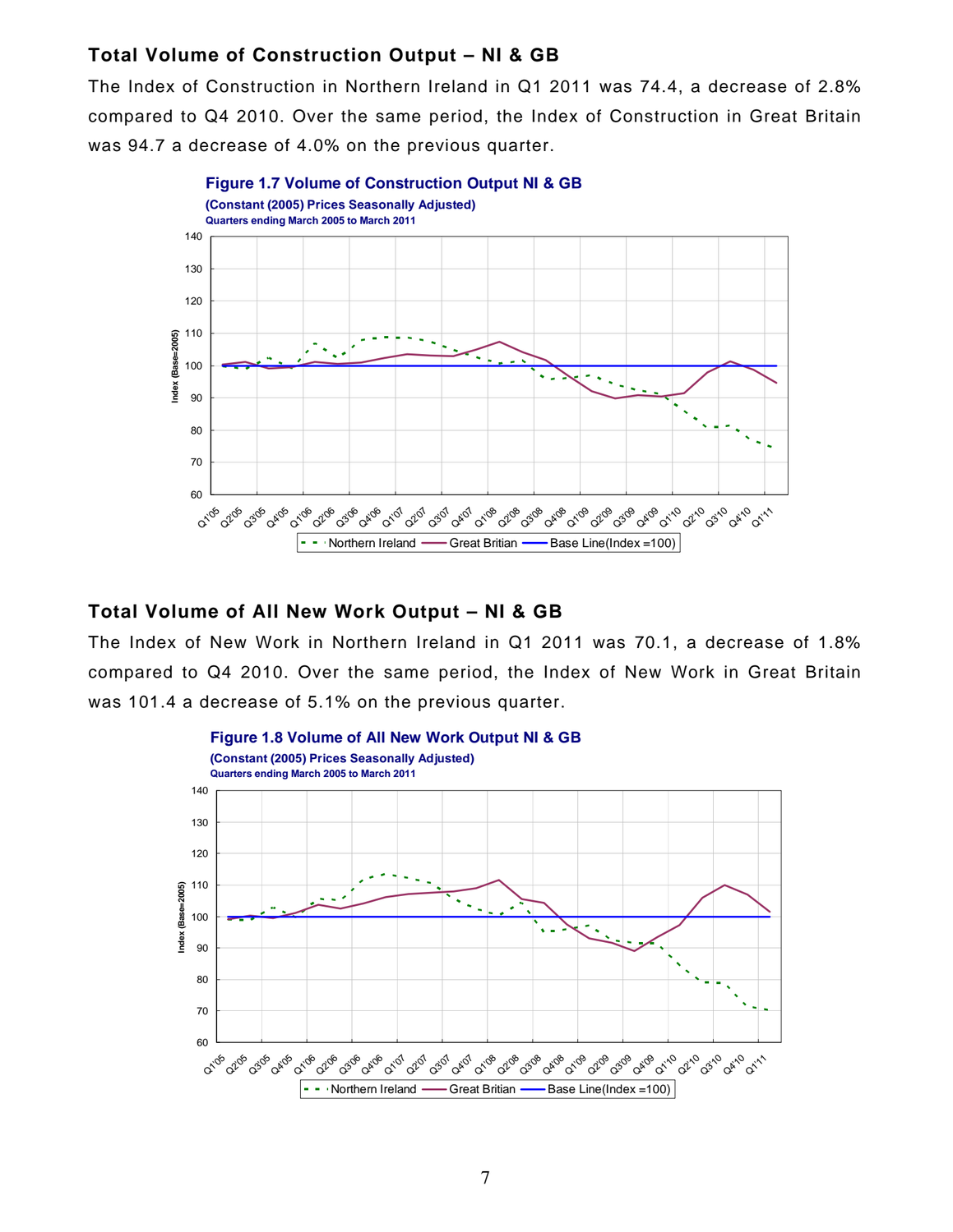## Total Volume of Construction Output – NI & GB

The Index of Construction in Northern Ireland in Q1 2011 was 74.4, a decrease of 2.8% compared to Q4 2010. Over the same period, the Index of Construction in Great Britain was 94.7 a decrease of 4.0% on the previous quarter.

**Figure 1.7 Volume of Construction Output NI & GB**
**(Constant (2005) Prices Seasonally Adjusted)**
**Quarters ending March 2005 to March 2011**

## Total Volume of All New Work Output – NI & GB

The Index of New Work in Northern Ireland in Q1 2011 was 70.1, a decrease of 1.8% compared to Q4 2010. Over the same period, the Index of New Work in Great Britain was 101.4 a decrease of 5.1% on the previous quarter.

**Figure 1.8 Volume of All New Work Output NI & GB**
**(Constant (2005) Prices Seasonally Adjusted)**
**Quarters ending March 2005 to March 2011**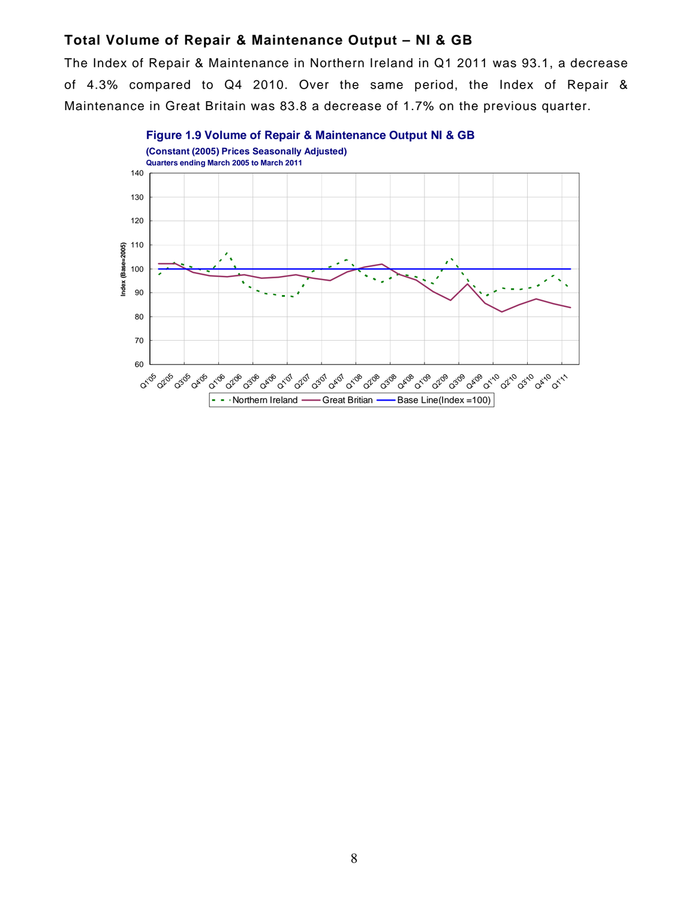## Total Volume of Repair & Maintenance Output – NI & GB

The Index of Repair & Maintenance in Northern Ireland in Q1 2011 was 93.1, a decrease of 4.3% compared to Q4 2010. Over the same period, the Index of Repair & Maintenance in Great Britain was 83.8 a decrease of 1.7% on the previous quarter.

**Figure 1.9 Volume of Repair & Maintenance Output NI & GB**

**(Constant (2005) Prices Seasonally Adjusted)**

**Quarters ending March 2005 to March 2011**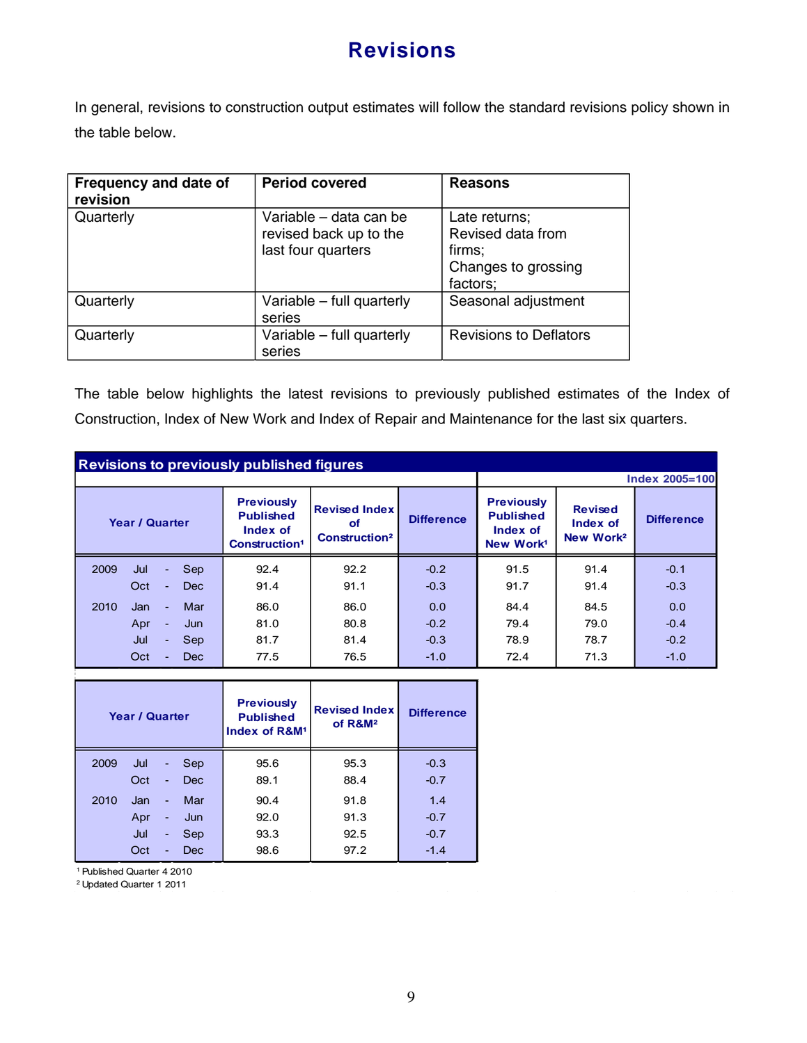# Revisions

In general, revisions to construction output estimates will follow the standard revisions policy shown in the table below.

| Frequency and date of revision | Period covered | Reasons |
|---|---|---|
| Quarterly | Variable – data can be revised back up to the last four quarters | Late returns; Revised data from firms; Changes to grossing factors; |
| Quarterly | Variable – full quarterly series | Seasonal adjustment |
| Quarterly | Variable – full quarterly series | Revisions to Deflators |

The table below highlights the latest revisions to previously published estimates of the Index of Construction, Index of New Work and Index of Repair and Maintenance for the last six quarters.

**Revisions to previously published figures**

Index 2005=100

| Year / Quarter | Previously Published Index of Construction[1] | Revised Index of Construction[2] | Difference | Previously Published Index of New Work[1] | Revised Index of New Work[2] | Difference |
|---|---|---|---|---|---|---|
| 2009 Jul - Sep | 92.4 | 92.2 | -0.2 | 91.5 | 91.4 | -0.1 |
| Oct - Dec | 91.4 | 91.1 | -0.3 | 91.7 | 91.4 | -0.3 |
| 2010 Jan - Mar | 86.0 | 86.0 | 0.0 | 84.4 | 84.5 | 0.0 |
| Apr - Jun | 81.0 | 80.8 | -0.2 | 79.4 | 79.0 | -0.4 |
| Jul - Sep | 81.7 | 81.4 | -0.3 | 78.9 | 78.7 | -0.2 |
| Oct - Dec | 77.5 | 76.5 | -1.0 | 72.4 | 71.3 | -1.0 |

| Year / Quarter | Previously Published Index of R&M[1] | Revised Index of R&M[2] | Difference |
|---|---|---|---|
| 2009 Jul - Sep | 95.6 | 95.3 | -0.3 |
| Oct - Dec | 89.1 | 88.4 | -0.7 |
| 2010 Jan - Mar | 90.4 | 91.8 | 1.4 |
| Apr - Jun | 92.0 | 91.3 | -0.7 |
| Jul - Sep | 93.3 | 92.5 | -0.7 |
| Oct - Dec | 98.6 | 97.2 | -1.4 |

[1] Published Quarter 4 2010

[2] Updated Quarter 1 2011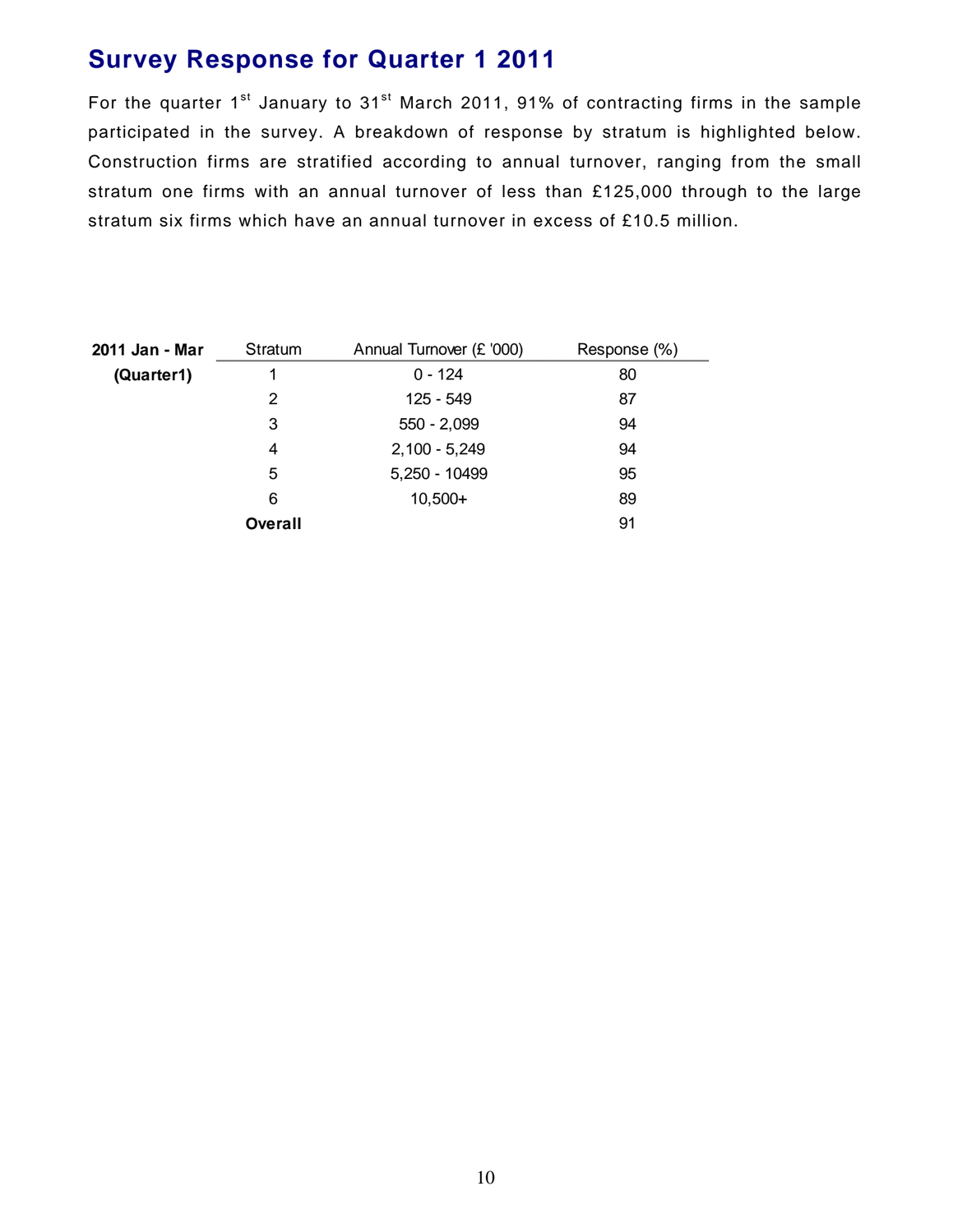## Survey Response for Quarter 1 2011

For the quarter 1st January to 31st March 2011, 91% of contracting firms in the sample participated in the survey. A breakdown of response by stratum is highlighted below. Construction firms are stratified according to annual turnover, ranging from the small stratum one firms with an annual turnover of less than £125,000 through to the large stratum six firms which have an annual turnover in excess of £10.5 million.

| **2011 Jan - Mar** | Stratum | Annual Turnover (£ '000) | Response (%) |
|---|---|---|---|
| **(Quarter1)** | 1 | 0 - 124 | 80 |
| | 2 | 125 - 549 | 87 |
| | 3 | 550 - 2,099 | 94 |
| | 4 | 2,100 - 5,249 | 94 |
| | 5 | 5,250 - 10499 | 95 |
| | 6 | 10,500+ | 89 |
| | **Overall** | | 91 |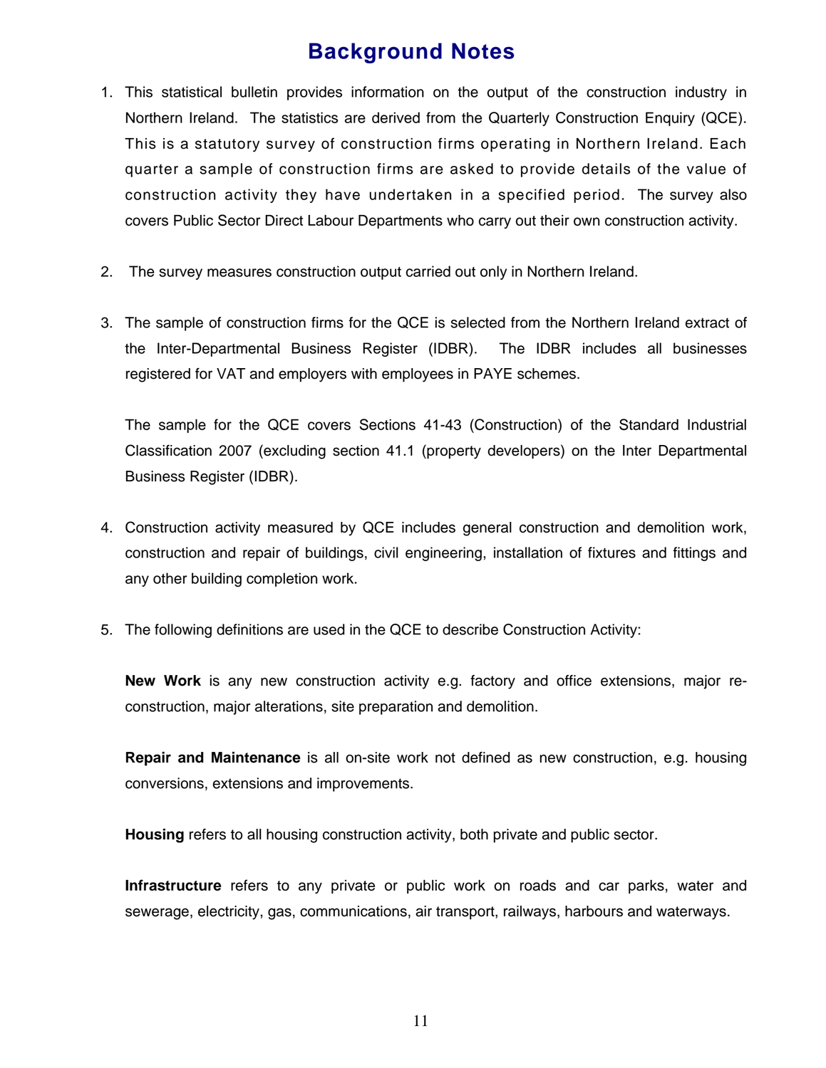# Background Notes

1. This statistical bulletin provides information on the output of the construction industry in Northern Ireland. The statistics are derived from the Quarterly Construction Enquiry (QCE). This is a statutory survey of construction firms operating in Northern Ireland. Each quarter a sample of construction firms are asked to provide details of the value of construction activity they have undertaken in a specified period. The survey also covers Public Sector Direct Labour Departments who carry out their own construction activity.

2. The survey measures construction output carried out only in Northern Ireland.

3. The sample of construction firms for the QCE is selected from the Northern Ireland extract of the Inter-Departmental Business Register (IDBR). The IDBR includes all businesses registered for VAT and employers with employees in PAYE schemes.

   The sample for the QCE covers Sections 41-43 (Construction) of the Standard Industrial Classification 2007 (excluding section 41.1 (property developers) on the Inter Departmental Business Register (IDBR).

4. Construction activity measured by QCE includes general construction and demolition work, construction and repair of buildings, civil engineering, installation of fixtures and fittings and any other building completion work.

5. The following definitions are used in the QCE to describe Construction Activity:

   **New Work** is any new construction activity e.g. factory and office extensions, major re-construction, major alterations, site preparation and demolition.

   **Repair and Maintenance** is all on-site work not defined as new construction, e.g. housing conversions, extensions and improvements.

   **Housing** refers to all housing construction activity, both private and public sector.

   **Infrastructure** refers to any private or public work on roads and car parks, water and sewerage, electricity, gas, communications, air transport, railways, harbours and waterways.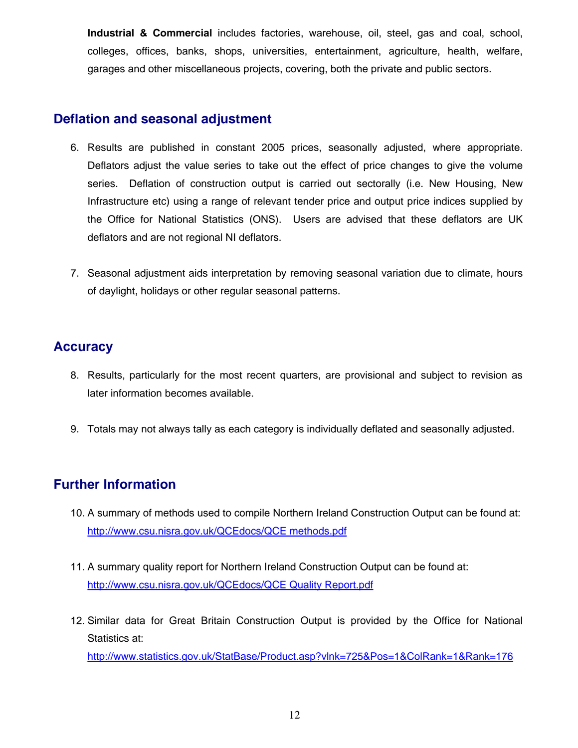**Industrial & Commercial** includes factories, warehouse, oil, steel, gas and coal, school, colleges, offices, banks, shops, universities, entertainment, agriculture, health, welfare, garages and other miscellaneous projects, covering, both the private and public sectors.

## Deflation and seasonal adjustment

6. Results are published in constant 2005 prices, seasonally adjusted, where appropriate. Deflators adjust the value series to take out the effect of price changes to give the volume series. Deflation of construction output is carried out sectorally (i.e. New Housing, New Infrastructure etc) using a range of relevant tender price and output price indices supplied by the Office for National Statistics (ONS). Users are advised that these deflators are UK deflators and are not regional NI deflators.

7. Seasonal adjustment aids interpretation by removing seasonal variation due to climate, hours of daylight, holidays or other regular seasonal patterns.

## Accuracy

8. Results, particularly for the most recent quarters, are provisional and subject to revision as later information becomes available.

9. Totals may not always tally as each category is individually deflated and seasonally adjusted.

## Further Information

10. A summary of methods used to compile Northern Ireland Construction Output can be found at: http://www.csu.nisra.gov.uk/QCEdocs/QCE methods.pdf

11. A summary quality report for Northern Ireland Construction Output can be found at: http://www.csu.nisra.gov.uk/QCEdocs/QCE Quality Report.pdf

12. Similar data for Great Britain Construction Output is provided by the Office for National Statistics at: http://www.statistics.gov.uk/StatBase/Product.asp?vlnk=725&Pos=1&ColRank=1&Rank=176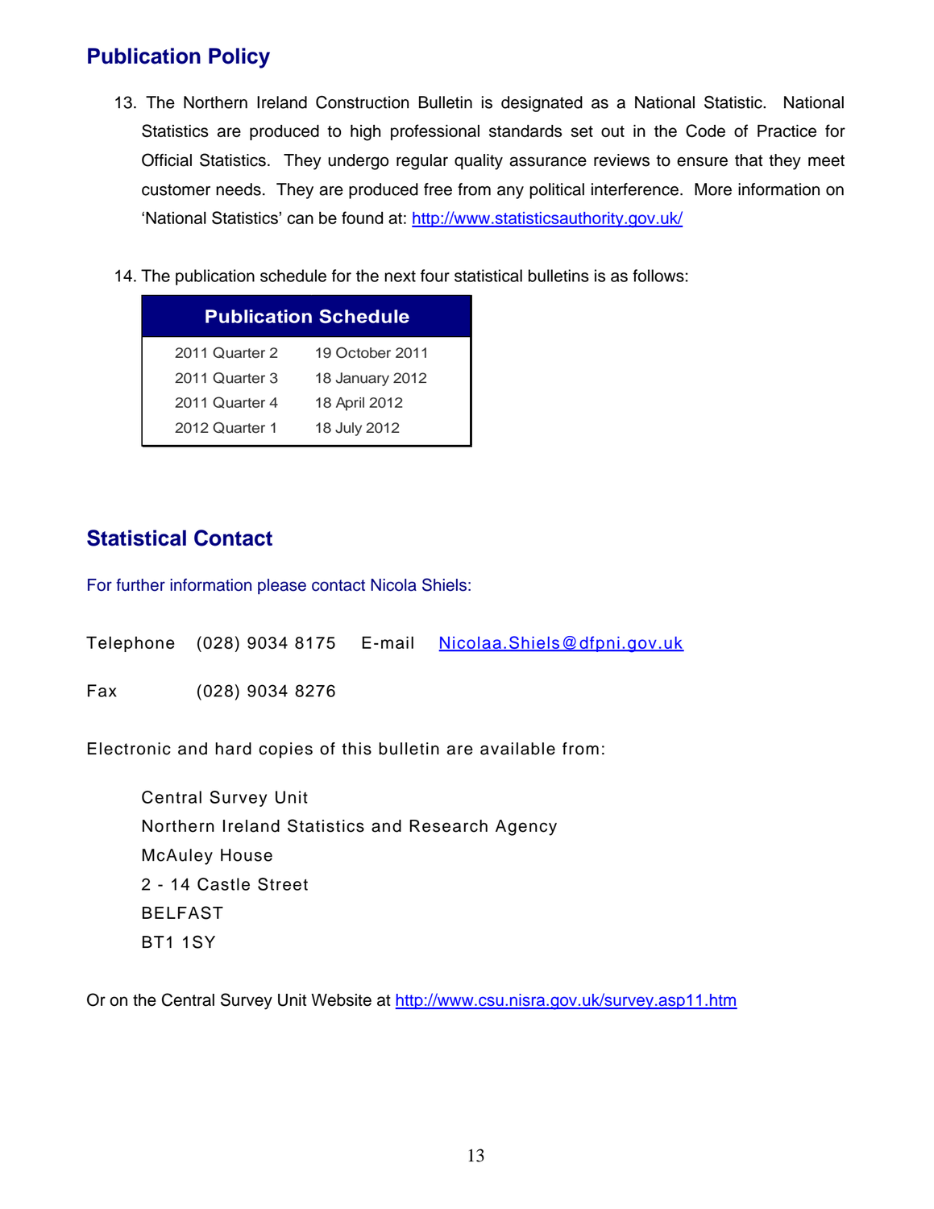## Publication Policy

13. The Northern Ireland Construction Bulletin is designated as a National Statistic. National Statistics are produced to high professional standards set out in the Code of Practice for Official Statistics. They undergo regular quality assurance reviews to ensure that they meet customer needs. They are produced free from any political interference. More information on 'National Statistics' can be found at: http://www.statisticsauthority.gov.uk/

14. The publication schedule for the next four statistical bulletins is as follows:

| Publication Schedule | |
|---|---|
| 2011 Quarter 2 | 19 October 2011 |
| 2011 Quarter 3 | 18 January 2012 |
| 2011 Quarter 4 | 18 April 2012 |
| 2012 Quarter 1 | 18 July 2012 |

## Statistical Contact

For further information please contact Nicola Shiels:

Telephone (028) 9034 8175 E-mail Nicolaa.Shiels@dfpni.gov.uk

Fax (028) 9034 8276

Electronic and hard copies of this bulletin are available from:

Central Survey Unit
Northern Ireland Statistics and Research Agency
McAuley House
2 - 14 Castle Street
BELFAST
BT1 1SY

Or on the Central Survey Unit Website at http://www.csu.nisra.gov.uk/survey.asp11.htm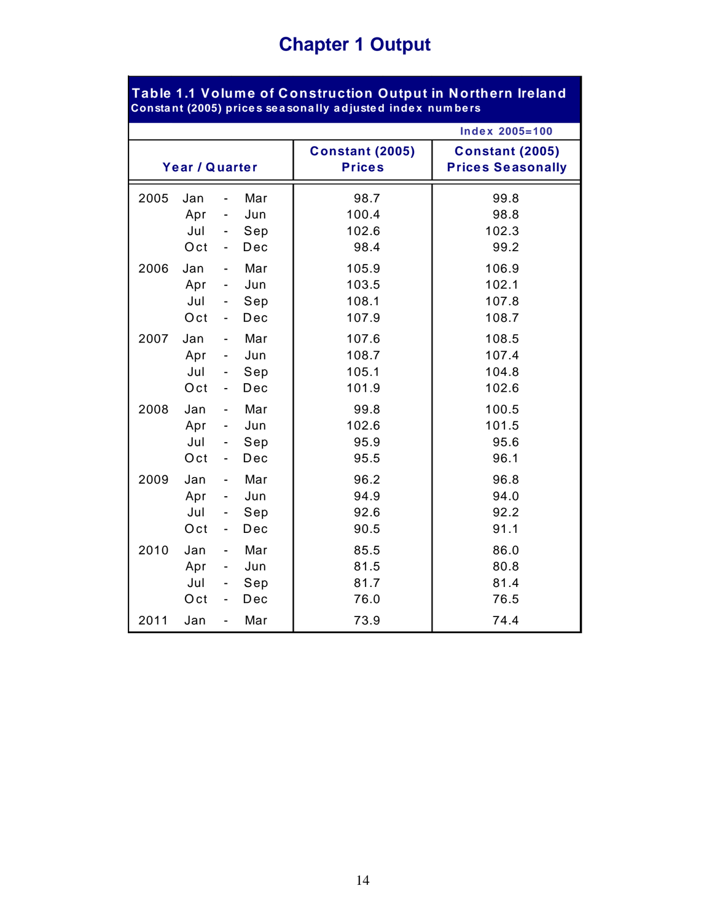# Chapter 1 Output

**Table 1.1 Volume of Construction Output in Northern Ireland**
**Constant (2005) prices seasonally adjusted index numbers**

Index 2005=100

| Year / Quarter | | Constant (2005) Prices | Constant (2005) Prices Seasonally |
|---|---|---|---|
| 2005 | Jan - Mar | 98.7 | 99.8 |
| | Apr - Jun | 100.4 | 98.8 |
| | Jul - Sep | 102.6 | 102.3 |
| | Oct - Dec | 98.4 | 99.2 |
| 2006 | Jan - Mar | 105.9 | 106.9 |
| | Apr - Jun | 103.5 | 102.1 |
| | Jul - Sep | 108.1 | 107.8 |
| | Oct - Dec | 107.9 | 108.7 |
| 2007 | Jan - Mar | 107.6 | 108.5 |
| | Apr - Jun | 108.7 | 107.4 |
| | Jul - Sep | 105.1 | 104.8 |
| | Oct - Dec | 101.9 | 102.6 |
| 2008 | Jan - Mar | 99.8 | 100.5 |
| | Apr - Jun | 102.6 | 101.5 |
| | Jul - Sep | 95.9 | 95.6 |
| | Oct - Dec | 95.5 | 96.1 |
| 2009 | Jan - Mar | 96.2 | 96.8 |
| | Apr - Jun | 94.9 | 94.0 |
| | Jul - Sep | 92.6 | 92.2 |
| | Oct - Dec | 90.5 | 91.1 |
| 2010 | Jan - Mar | 85.5 | 86.0 |
| | Apr - Jun | 81.5 | 80.8 |
| | Jul - Sep | 81.7 | 81.4 |
| | Oct - Dec | 76.0 | 76.5 |
| 2011 | Jan - Mar | 73.9 | 74.4 |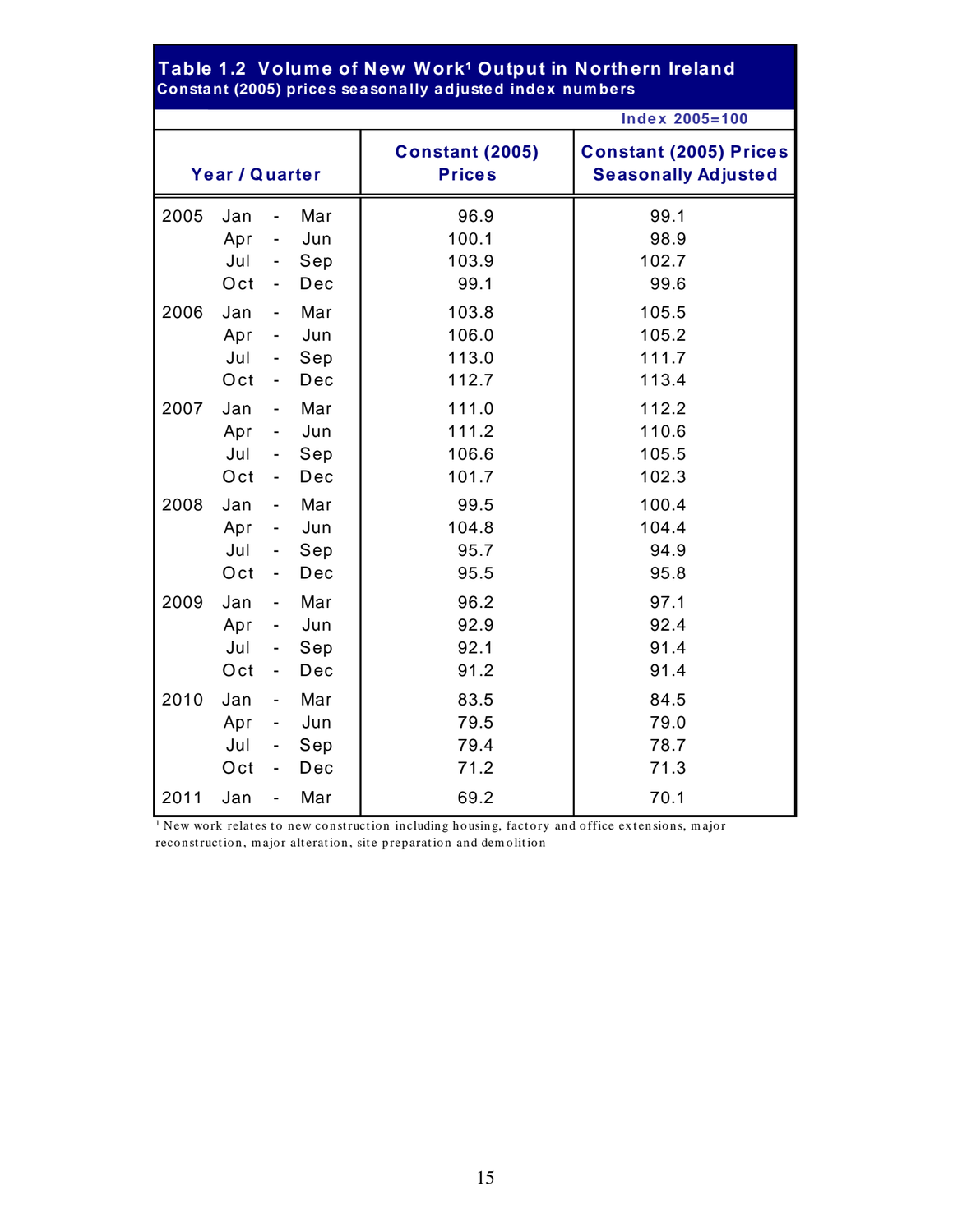## Table 1.2 Volume of New Work[1] Output in Northern Ireland

**Constant (2005) prices seasonally adjusted index numbers**

Index 2005=100

| Year / Quarter | | Constant (2005) Prices | Constant (2005) Prices Seasonally Adjusted |
|---|---|---|---|
| 2005 | Jan - Mar | 96.9 | 99.1 |
| | Apr - Jun | 100.1 | 98.9 |
| | Jul - Sep | 103.9 | 102.7 |
| | Oct - Dec | 99.1 | 99.6 |
| 2006 | Jan - Mar | 103.8 | 105.5 |
| | Apr - Jun | 106.0 | 105.2 |
| | Jul - Sep | 113.0 | 111.7 |
| | Oct - Dec | 112.7 | 113.4 |
| 2007 | Jan - Mar | 111.0 | 112.2 |
| | Apr - Jun | 111.2 | 110.6 |
| | Jul - Sep | 106.6 | 105.5 |
| | Oct - Dec | 101.7 | 102.3 |
| 2008 | Jan - Mar | 99.5 | 100.4 |
| | Apr - Jun | 104.8 | 104.4 |
| | Jul - Sep | 95.7 | 94.9 |
| | Oct - Dec | 95.5 | 95.8 |
| 2009 | Jan - Mar | 96.2 | 97.1 |
| | Apr - Jun | 92.9 | 92.4 |
| | Jul - Sep | 92.1 | 91.4 |
| | Oct - Dec | 91.2 | 91.4 |
| 2010 | Jan - Mar | 83.5 | 84.5 |
| | Apr - Jun | 79.5 | 79.0 |
| | Jul - Sep | 79.4 | 78.7 |
| | Oct - Dec | 71.2 | 71.3 |
| 2011 | Jan - Mar | 69.2 | 70.1 |

[1] New work relates to new construction including housing, factory and office extensions, major reconstruction, major alteration, site preparation and demolition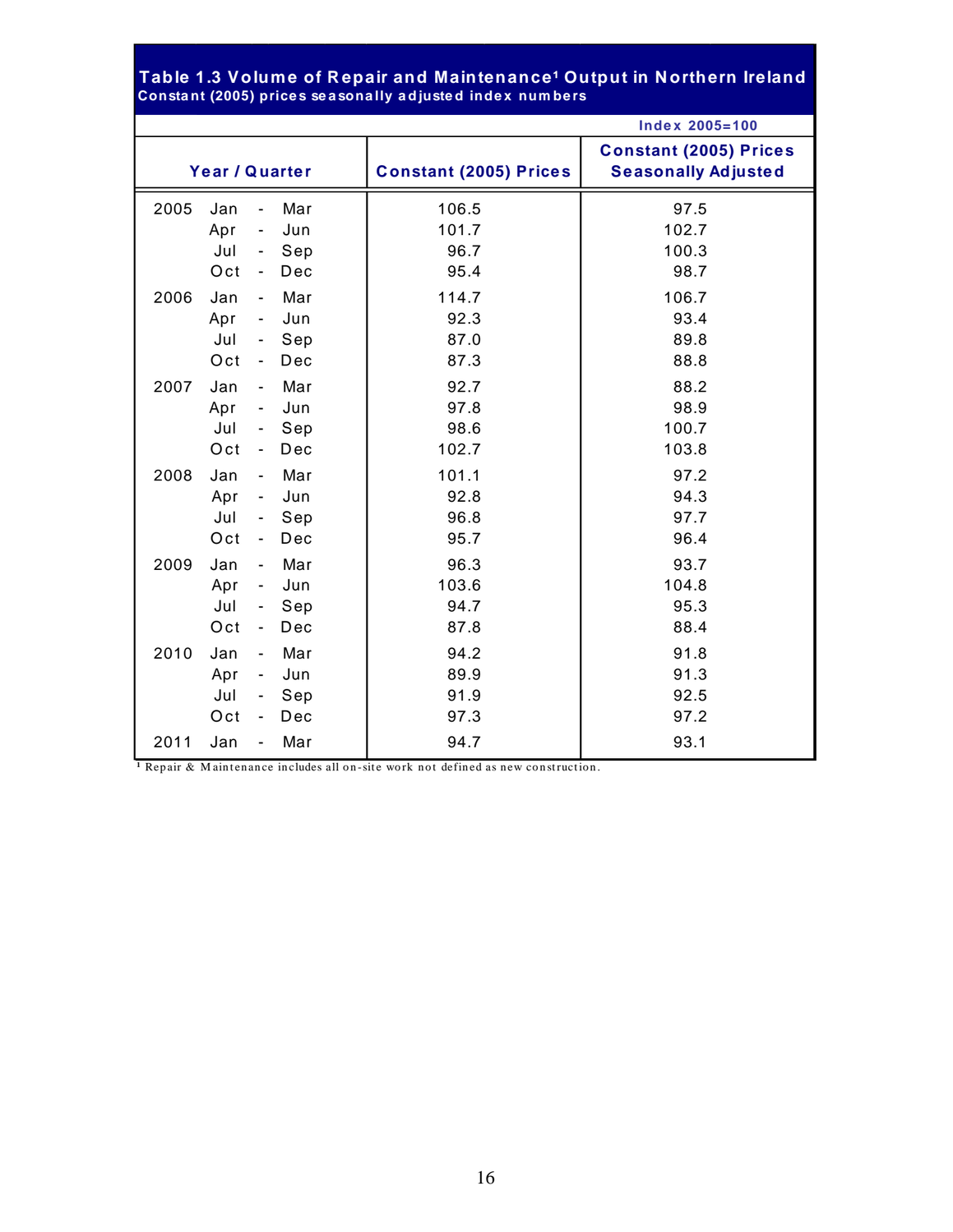## Table 1.3 Volume of Repair and Maintenance[1] Output in Northern Ireland

Constant (2005) prices seasonally adjusted index numbers

Index 2005=100

| Year / Quarter | | Constant (2005) Prices | Constant (2005) Prices Seasonally Adjusted |
|---|---|---|---|
| 2005 | Jan - Mar | 106.5 | 97.5 |
| | Apr - Jun | 101.7 | 102.7 |
| | Jul - Sep | 96.7 | 100.3 |
| | Oct - Dec | 95.4 | 98.7 |
| 2006 | Jan - Mar | 114.7 | 106.7 |
| | Apr - Jun | 92.3 | 93.4 |
| | Jul - Sep | 87.0 | 89.8 |
| | Oct - Dec | 87.3 | 88.8 |
| 2007 | Jan - Mar | 92.7 | 88.2 |
| | Apr - Jun | 97.8 | 98.9 |
| | Jul - Sep | 98.6 | 100.7 |
| | Oct - Dec | 102.7 | 103.8 |
| 2008 | Jan - Mar | 101.1 | 97.2 |
| | Apr - Jun | 92.8 | 94.3 |
| | Jul - Sep | 96.8 | 97.7 |
| | Oct - Dec | 95.7 | 96.4 |
| 2009 | Jan - Mar | 96.3 | 93.7 |
| | Apr - Jun | 103.6 | 104.8 |
| | Jul - Sep | 94.7 | 95.3 |
| | Oct - Dec | 87.8 | 88.4 |
| 2010 | Jan - Mar | 94.2 | 91.8 |
| | Apr - Jun | 89.9 | 91.3 |
| | Jul - Sep | 91.9 | 92.5 |
| | Oct - Dec | 97.3 | 97.2 |
| 2011 | Jan - Mar | 94.7 | 93.1 |

[1] Repair & Maintenance includes all on-site work not defined as new construction.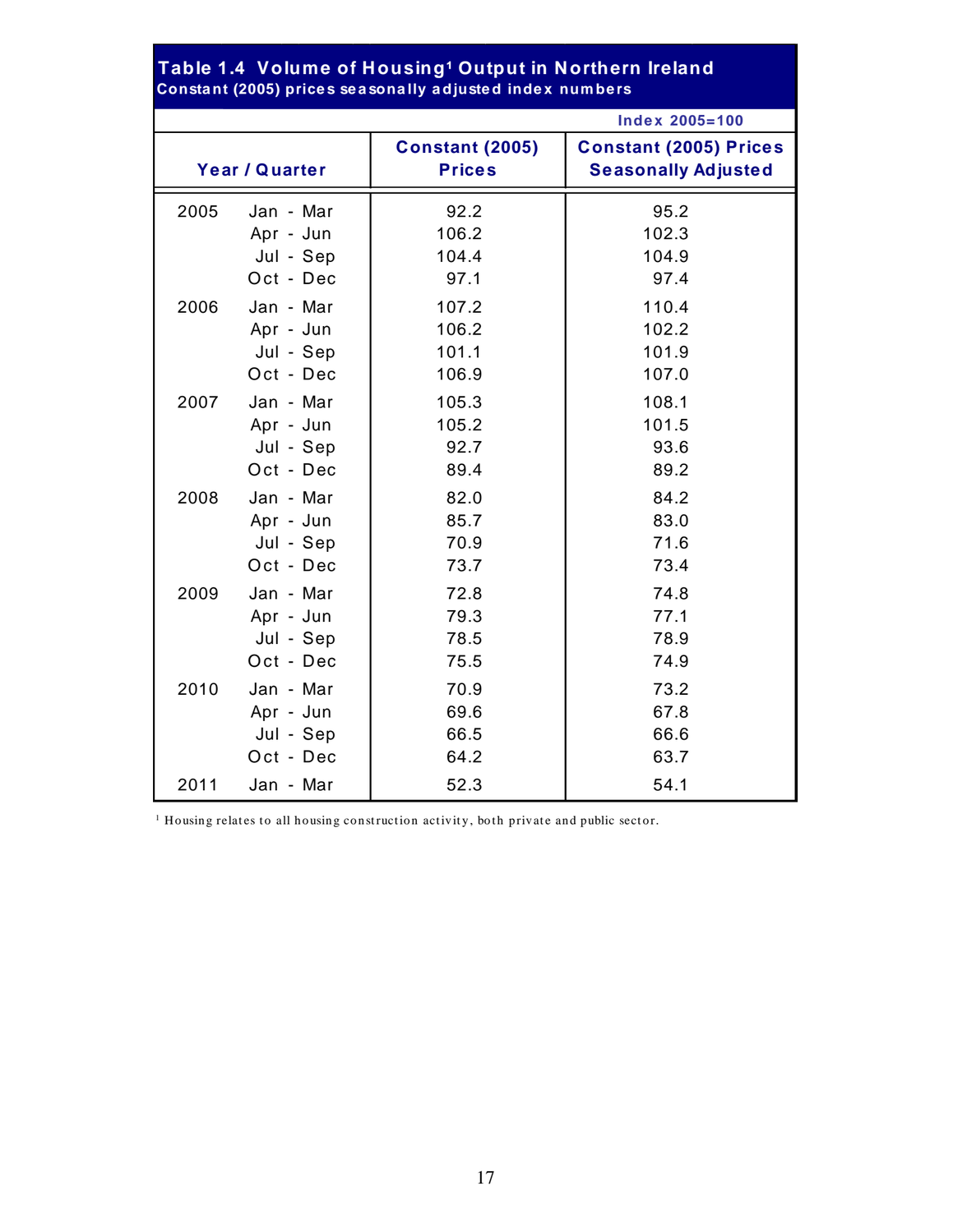## Table 1.4 Volume of Housing[1] Output in Northern Ireland

**Constant (2005) prices seasonally adjusted index numbers**

Index 2005=100

| Year | Quarter | Constant (2005) Prices | Constant (2005) Prices Seasonally Adjusted |
|---|---|---|---|
| 2005 | Jan - Mar | 92.2 | 95.2 |
| | Apr - Jun | 106.2 | 102.3 |
| | Jul - Sep | 104.4 | 104.9 |
| | Oct - Dec | 97.1 | 97.4 |
| 2006 | Jan - Mar | 107.2 | 110.4 |
| | Apr - Jun | 106.2 | 102.2 |
| | Jul - Sep | 101.1 | 101.9 |
| | Oct - Dec | 106.9 | 107.0 |
| 2007 | Jan - Mar | 105.3 | 108.1 |
| | Apr - Jun | 105.2 | 101.5 |
| | Jul - Sep | 92.7 | 93.6 |
| | Oct - Dec | 89.4 | 89.2 |
| 2008 | Jan - Mar | 82.0 | 84.2 |
| | Apr - Jun | 85.7 | 83.0 |
| | Jul - Sep | 70.9 | 71.6 |
| | Oct - Dec | 73.7 | 73.4 |
| 2009 | Jan - Mar | 72.8 | 74.8 |
| | Apr - Jun | 79.3 | 77.1 |
| | Jul - Sep | 78.5 | 78.9 |
| | Oct - Dec | 75.5 | 74.9 |
| 2010 | Jan - Mar | 70.9 | 73.2 |
| | Apr - Jun | 69.6 | 67.8 |
| | Jul - Sep | 66.5 | 66.6 |
| | Oct - Dec | 64.2 | 63.7 |
| 2011 | Jan - Mar | 52.3 | 54.1 |

[1] Housing relates to all housing construction activity, both private and public sector.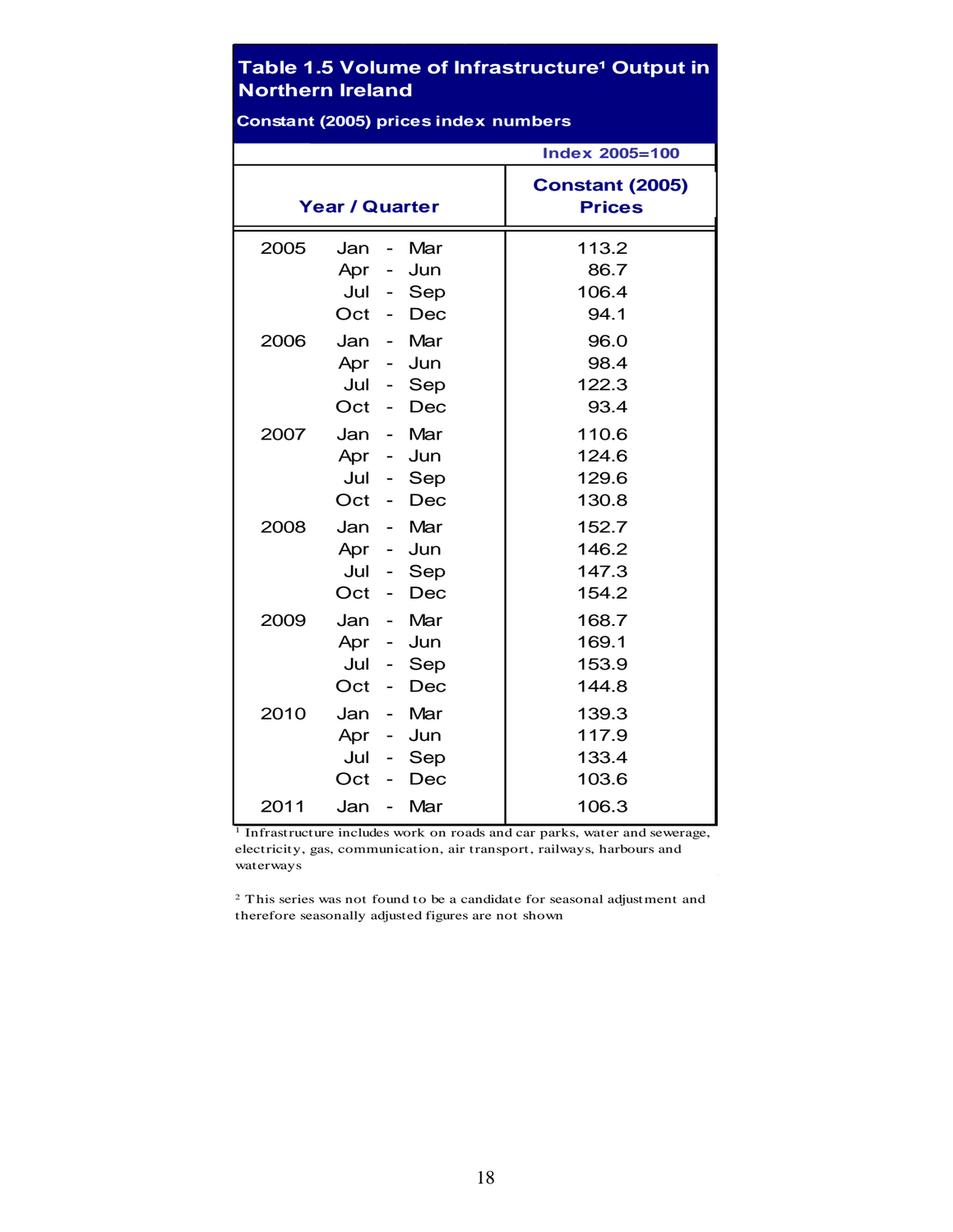## Table 1.5 Volume of Infrastructure[1] Output in Northern Ireland

**Constant (2005) prices index numbers**

Index 2005=100

| Year / Quarter | | Constant (2005) Prices |
|---|---|---|
| 2005 | Jan - Mar | 113.2 |
| | Apr - Jun | 86.7 |
| | Jul - Sep | 106.4 |
| | Oct - Dec | 94.1 |
| 2006 | Jan - Mar | 96.0 |
| | Apr - Jun | 98.4 |
| | Jul - Sep | 122.3 |
| | Oct - Dec | 93.4 |
| 2007 | Jan - Mar | 110.6 |
| | Apr - Jun | 124.6 |
| | Jul - Sep | 129.6 |
| | Oct - Dec | 130.8 |
| 2008 | Jan - Mar | 152.7 |
| | Apr - Jun | 146.2 |
| | Jul - Sep | 147.3 |
| | Oct - Dec | 154.2 |
| 2009 | Jan - Mar | 168.7 |
| | Apr - Jun | 169.1 |
| | Jul - Sep | 153.9 |
| | Oct - Dec | 144.8 |
| 2010 | Jan - Mar | 139.3 |
| | Apr - Jun | 117.9 |
| | Jul - Sep | 133.4 |
| | Oct - Dec | 103.6 |
| 2011 | Jan - Mar | 106.3 |

[1] Infrastructure includes work on roads and car parks, water and sewerage, electricity, gas, communication, air transport, railways, harbours and waterways

[2] This series was not found to be a candidate for seasonal adjustment and therefore seasonally adjusted figures are not shown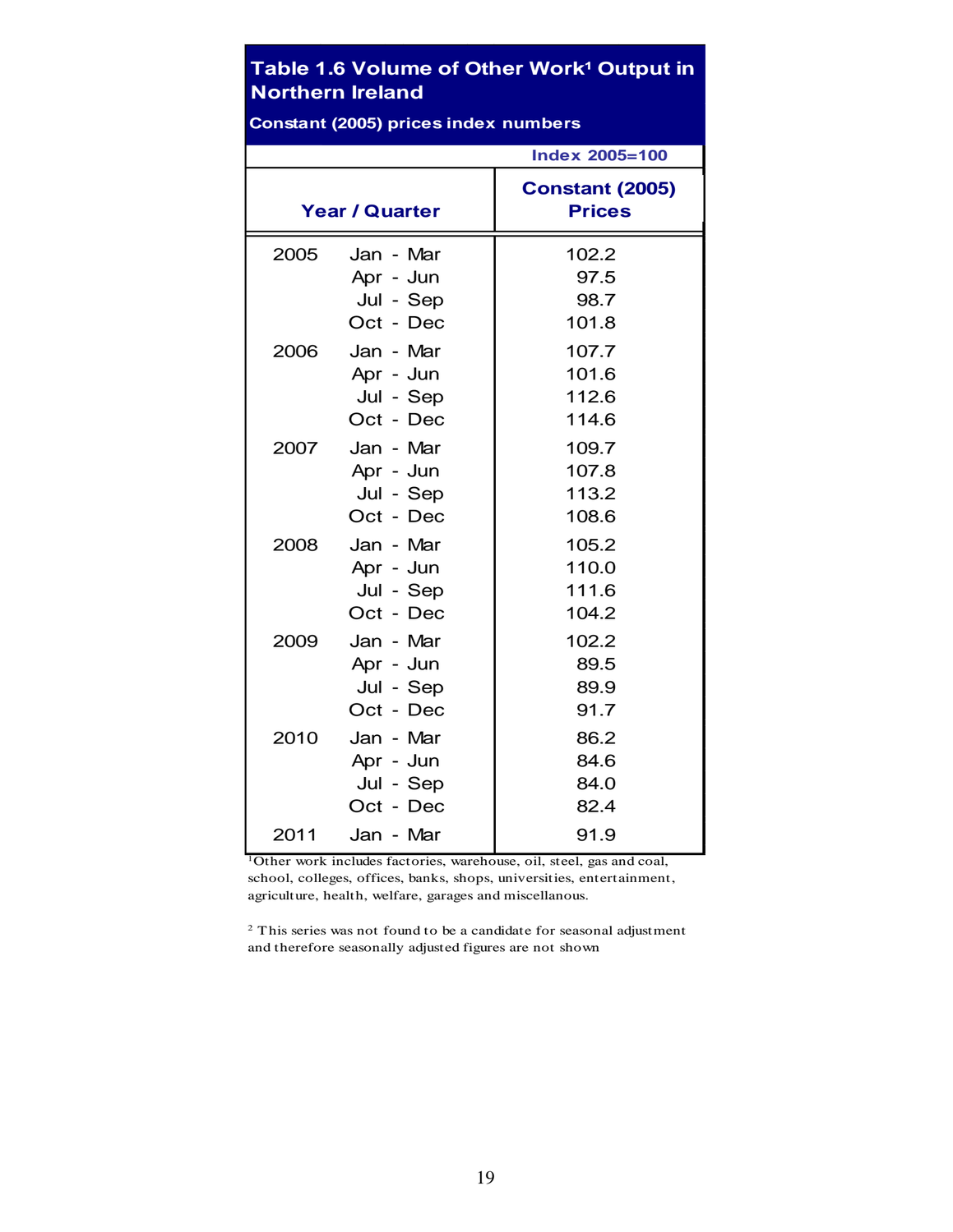## Table 1.6 Volume of Other Work[1] Output in Northern Ireland

**Constant (2005) prices index numbers**

Index 2005=100

| Year / Quarter | | Constant (2005) Prices |
|---|---|---|
| 2005 | Jan - Mar | 102.2 |
| | Apr - Jun | 97.5 |
| | Jul - Sep | 98.7 |
| | Oct - Dec | 101.8 |
| 2006 | Jan - Mar | 107.7 |
| | Apr - Jun | 101.6 |
| | Jul - Sep | 112.6 |
| | Oct - Dec | 114.6 |
| 2007 | Jan - Mar | 109.7 |
| | Apr - Jun | 107.8 |
| | Jul - Sep | 113.2 |
| | Oct - Dec | 108.6 |
| 2008 | Jan - Mar | 105.2 |
| | Apr - Jun | 110.0 |
| | Jul - Sep | 111.6 |
| | Oct - Dec | 104.2 |
| 2009 | Jan - Mar | 102.2 |
| | Apr - Jun | 89.5 |
| | Jul - Sep | 89.9 |
| | Oct - Dec | 91.7 |
| 2010 | Jan - Mar | 86.2 |
| | Apr - Jun | 84.6 |
| | Jul - Sep | 84.0 |
| | Oct - Dec | 82.4 |
| 2011 | Jan - Mar | 91.9 |

[1] Other work includes factories, warehouse, oil, steel, gas and coal, school, colleges, offices, banks, shops, universities, entertainment, agriculture, health, welfare, garages and miscellanous.

[2] This series was not found to be a candidate for seasonal adjustment and therefore seasonally adjusted figures are not shown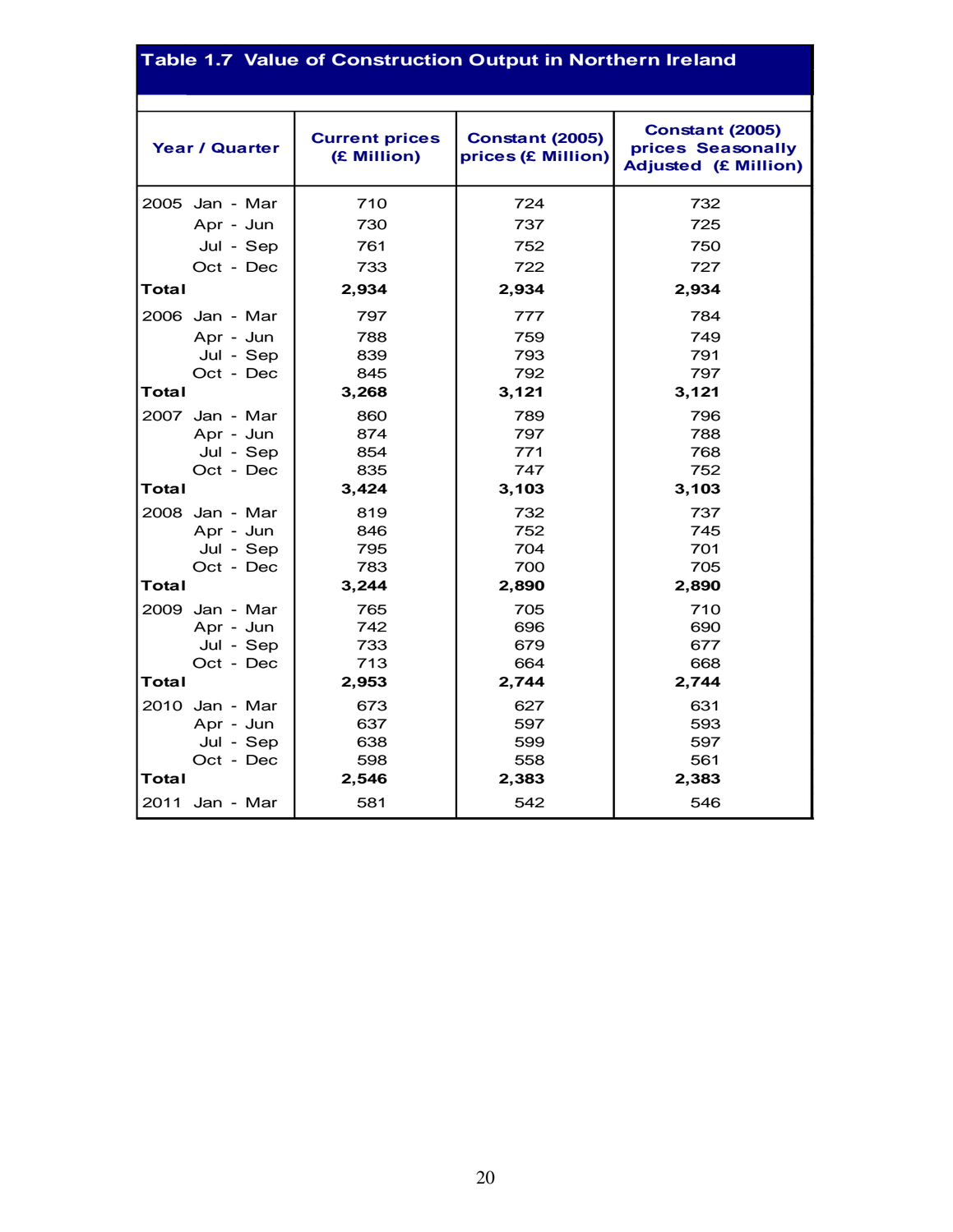## Table 1.7 Value of Construction Output in Northern Ireland

| Year / Quarter | | Current prices (£ Million) | Constant (2005) prices (£ Million) | Constant (2005) prices Seasonally Adjusted (£ Million) |
|---|---|---|---|---|
| 2005 | Jan - Mar | 710 | 724 | 732 |
| | Apr - Jun | 730 | 737 | 725 |
| | Jul - Sep | 761 | 752 | 750 |
| | Oct - Dec | 733 | 722 | 727 |
| **Total** | | **2,934** | **2,934** | **2,934** |
| 2006 | Jan - Mar | 797 | 777 | 784 |
| | Apr - Jun | 788 | 759 | 749 |
| | Jul - Sep | 839 | 793 | 791 |
| | Oct - Dec | 845 | 792 | 797 |
| **Total** | | **3,268** | **3,121** | **3,121** |
| 2007 | Jan - Mar | 860 | 789 | 796 |
| | Apr - Jun | 874 | 797 | 788 |
| | Jul - Sep | 854 | 771 | 768 |
| | Oct - Dec | 835 | 747 | 752 |
| **Total** | | **3,424** | **3,103** | **3,103** |
| 2008 | Jan - Mar | 819 | 732 | 737 |
| | Apr - Jun | 846 | 752 | 745 |
| | Jul - Sep | 795 | 704 | 701 |
| | Oct - Dec | 783 | 700 | 705 |
| **Total** | | **3,244** | **2,890** | **2,890** |
| 2009 | Jan - Mar | 765 | 705 | 710 |
| | Apr - Jun | 742 | 696 | 690 |
| | Jul - Sep | 733 | 679 | 677 |
| | Oct - Dec | 713 | 664 | 668 |
| **Total** | | **2,953** | **2,744** | **2,744** |
| 2010 | Jan - Mar | 673 | 627 | 631 |
| | Apr - Jun | 637 | 597 | 593 |
| | Jul - Sep | 638 | 599 | 597 |
| | Oct - Dec | 598 | 558 | 561 |
| **Total** | | **2,546** | **2,383** | **2,383** |
| 2011 | Jan - Mar | 581 | 542 | 546 |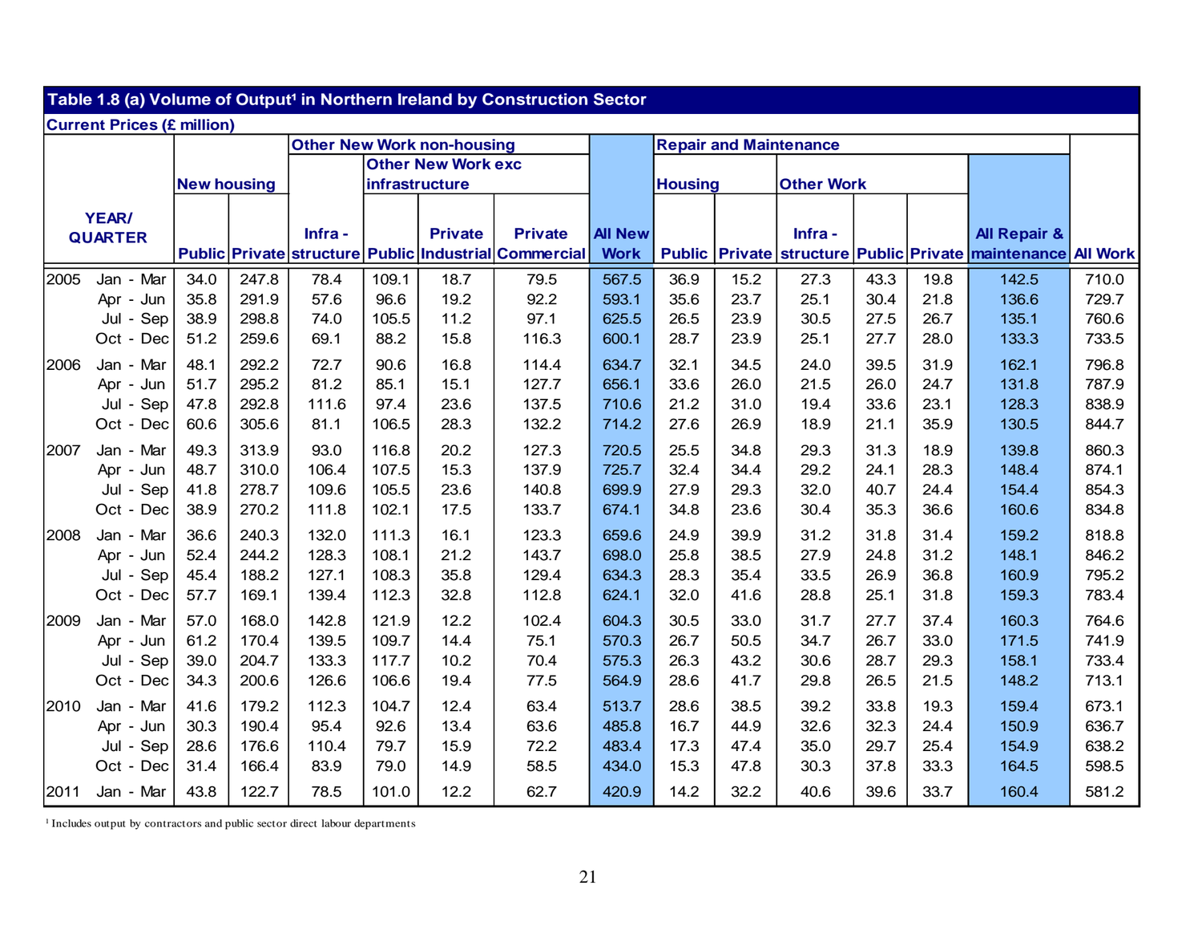## Table 1.8 (a) Volume of Output[1] in Northern Ireland by Construction Sector

Current Prices (£ million)

| YEAR/ QUARTER | | New housing | | Other New Work non-housing | | | | All New Work | Repair and Maintenance | | | | | All Repair & maintenance | All Work |
|---|---|---|---|---|---|---|---|---|---|---|---|---|---|---|---|
| | | | | | Other New Work exc infrastructure | | | | Housing | | Other Work | | | | |
| | | Public | Private | Infra - structure | Public | Private Industrial | Private Commercial | | Public | Private | Infra - structure | Public | Private | | |
| 2005 | Jan - Mar | 34.0 | 247.8 | 78.4 | 109.1 | 18.7 | 79.5 | 567.5 | 36.9 | 15.2 | 27.3 | 43.3 | 19.8 | 142.5 | 710.0 |
| | Apr - Jun | 35.8 | 291.9 | 57.6 | 96.6 | 19.2 | 92.2 | 593.1 | 35.6 | 23.7 | 25.1 | 30.4 | 21.8 | 136.6 | 729.7 |
| | Jul - Sep | 38.9 | 298.8 | 74.0 | 105.5 | 11.2 | 97.1 | 625.5 | 26.5 | 23.9 | 30.5 | 27.5 | 26.7 | 135.1 | 760.6 |
| | Oct - Dec | 51.2 | 259.6 | 69.1 | 88.2 | 15.8 | 116.3 | 600.1 | 28.7 | 23.9 | 25.1 | 27.7 | 28.0 | 133.3 | 733.5 |
| 2006 | Jan - Mar | 48.1 | 292.2 | 72.7 | 90.6 | 16.8 | 114.4 | 634.7 | 32.1 | 34.5 | 24.0 | 39.5 | 31.9 | 162.1 | 796.8 |
| | Apr - Jun | 51.7 | 295.2 | 81.2 | 85.1 | 15.1 | 127.7 | 656.1 | 33.6 | 26.0 | 21.5 | 26.0 | 24.7 | 131.8 | 787.9 |
| | Jul - Sep | 47.8 | 292.8 | 111.6 | 97.4 | 23.6 | 137.5 | 710.6 | 21.2 | 31.0 | 19.4 | 33.6 | 23.1 | 128.3 | 838.9 |
| | Oct - Dec | 60.6 | 305.6 | 81.1 | 106.5 | 28.3 | 132.2 | 714.2 | 27.6 | 26.9 | 18.9 | 21.1 | 35.9 | 130.5 | 844.7 |
| 2007 | Jan - Mar | 49.3 | 313.9 | 93.0 | 116.8 | 20.2 | 127.3 | 720.5 | 25.5 | 34.8 | 29.3 | 31.3 | 18.9 | 139.8 | 860.3 |
| | Apr - Jun | 48.7 | 310.0 | 106.4 | 107.5 | 15.3 | 137.9 | 725.7 | 32.4 | 34.4 | 29.2 | 24.1 | 28.3 | 148.4 | 874.1 |
| | Jul - Sep | 41.8 | 278.7 | 109.6 | 105.5 | 23.6 | 140.8 | 699.9 | 27.9 | 29.3 | 32.0 | 40.7 | 24.4 | 154.4 | 854.3 |
| | Oct - Dec | 38.9 | 270.2 | 111.8 | 102.1 | 17.5 | 133.7 | 674.1 | 34.8 | 23.6 | 30.4 | 35.3 | 36.6 | 160.6 | 834.8 |
| 2008 | Jan - Mar | 36.6 | 240.3 | 132.0 | 111.3 | 16.1 | 123.3 | 659.6 | 24.9 | 39.9 | 31.2 | 31.8 | 31.4 | 159.2 | 818.8 |
| | Apr - Jun | 52.4 | 244.2 | 128.3 | 108.1 | 21.2 | 143.7 | 698.0 | 25.8 | 38.5 | 27.9 | 24.8 | 31.2 | 148.1 | 846.2 |
| | Jul - Sep | 45.4 | 188.2 | 127.1 | 108.3 | 35.8 | 129.4 | 634.3 | 28.3 | 35.4 | 33.5 | 26.9 | 36.8 | 160.9 | 795.2 |
| | Oct - Dec | 57.7 | 169.1 | 139.4 | 112.3 | 32.8 | 112.8 | 624.1 | 32.0 | 41.6 | 28.8 | 25.1 | 31.8 | 159.3 | 783.4 |
| 2009 | Jan - Mar | 57.0 | 168.0 | 142.8 | 121.9 | 12.2 | 102.4 | 604.3 | 30.5 | 33.0 | 31.7 | 27.7 | 37.4 | 160.3 | 764.6 |
| | Apr - Jun | 61.2 | 170.4 | 139.5 | 109.7 | 14.4 | 75.1 | 570.3 | 26.7 | 50.5 | 34.7 | 26.7 | 33.0 | 171.5 | 741.9 |
| | Jul - Sep | 39.0 | 204.7 | 133.3 | 117.7 | 10.2 | 70.4 | 575.3 | 26.3 | 43.2 | 30.6 | 28.7 | 29.3 | 158.1 | 733.4 |
| | Oct - Dec | 34.3 | 200.6 | 126.6 | 106.6 | 19.4 | 77.5 | 564.9 | 28.6 | 41.7 | 29.8 | 26.5 | 21.5 | 148.2 | 713.1 |
| 2010 | Jan - Mar | 41.6 | 179.2 | 112.3 | 104.7 | 12.4 | 63.4 | 513.7 | 28.6 | 38.5 | 39.2 | 33.8 | 19.3 | 159.4 | 673.1 |
| | Apr - Jun | 30.3 | 190.4 | 95.4 | 92.6 | 13.4 | 63.6 | 485.8 | 16.7 | 44.9 | 32.6 | 32.3 | 24.4 | 150.9 | 636.7 |
| | Jul - Sep | 28.6 | 176.6 | 110.4 | 79.7 | 15.9 | 72.2 | 483.4 | 17.3 | 47.4 | 35.0 | 29.7 | 25.4 | 154.9 | 638.2 |
| | Oct - Dec | 31.4 | 166.4 | 83.9 | 79.0 | 14.9 | 58.5 | 434.0 | 15.3 | 47.8 | 30.3 | 37.8 | 33.3 | 164.5 | 598.5 |
| 2011 | Jan - Mar | 43.8 | 122.7 | 78.5 | 101.0 | 12.2 | 62.7 | 420.9 | 14.2 | 32.2 | 40.6 | 39.6 | 33.7 | 160.4 | 581.2 |

[1] Includes output by contractors and public sector direct labour departments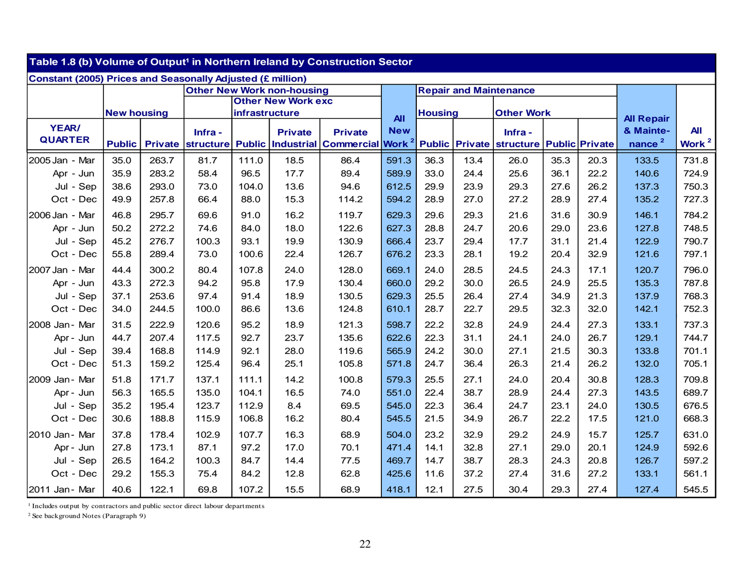## Table 1.8 (b) Volume of Output[1] in Northern Ireland by Construction Sector

Constant (2005) Prices and Seasonally Adjusted (£ million)

| YEAR/ QUARTER | New housing | | Other New Work non-housing | | | | All New Work [2] | Repair and Maintenance | | | | | All Repair & Maintenance [2] | All Work [2] |
|---|---|---|---|---|---|---|---|---|---|---|---|---|---|---|
| | | | Infra - structure | Other New Work exc infrastructure | | | | Housing | | Other Work | | | | |
| | Public | Private | | Public | Private Industrial | Private Commercial | | Public | Private | Infra - structure | Public | Private | | |
| 2005 Jan - Mar | 35.0 | 263.7 | 81.7 | 111.0 | 18.5 | 86.4 | 591.3 | 36.3 | 13.4 | 26.0 | 35.3 | 20.3 | 133.5 | 731.8 |
| Apr - Jun | 35.9 | 283.2 | 58.4 | 96.5 | 17.7 | 89.4 | 589.9 | 33.0 | 24.4 | 25.6 | 36.1 | 22.2 | 140.6 | 724.9 |
| Jul - Sep | 38.6 | 293.0 | 73.0 | 104.0 | 13.6 | 94.6 | 612.5 | 29.9 | 23.9 | 29.3 | 27.6 | 26.2 | 137.3 | 750.3 |
| Oct - Dec | 49.9 | 257.8 | 66.4 | 88.0 | 15.3 | 114.2 | 594.2 | 28.9 | 27.0 | 27.2 | 28.9 | 27.4 | 135.2 | 727.3 |
| 2006 Jan - Mar | 46.8 | 295.7 | 69.6 | 91.0 | 16.2 | 119.7 | 629.3 | 29.6 | 29.3 | 21.6 | 31.6 | 30.9 | 146.1 | 784.2 |
| Apr - Jun | 50.2 | 272.2 | 74.6 | 84.0 | 18.0 | 122.6 | 627.3 | 28.8 | 24.7 | 20.6 | 29.0 | 23.6 | 127.8 | 748.5 |
| Jul - Sep | 45.2 | 276.7 | 100.3 | 93.1 | 19.9 | 130.9 | 666.4 | 23.7 | 29.4 | 17.7 | 31.1 | 21.4 | 122.9 | 790.7 |
| Oct - Dec | 55.8 | 289.4 | 73.0 | 100.6 | 22.4 | 126.7 | 676.2 | 23.3 | 28.1 | 19.2 | 20.4 | 32.9 | 121.6 | 797.1 |
| 2007 Jan - Mar | 44.4 | 300.2 | 80.4 | 107.8 | 24.0 | 128.0 | 669.1 | 24.0 | 28.5 | 24.5 | 24.3 | 17.1 | 120.7 | 796.0 |
| Apr - Jun | 43.3 | 272.3 | 94.2 | 95.8 | 17.9 | 130.4 | 660.0 | 29.2 | 30.0 | 26.5 | 24.9 | 25.5 | 135.3 | 787.8 |
| Jul - Sep | 37.1 | 253.6 | 97.4 | 91.4 | 18.9 | 130.5 | 629.3 | 25.5 | 26.4 | 27.4 | 34.9 | 21.3 | 137.9 | 768.3 |
| Oct - Dec | 34.0 | 244.5 | 100.0 | 86.6 | 13.6 | 124.8 | 610.1 | 28.7 | 22.7 | 29.5 | 32.3 | 32.0 | 142.1 | 752.3 |
| 2008 Jan - Mar | 31.5 | 222.9 | 120.6 | 95.2 | 18.9 | 121.3 | 598.7 | 22.2 | 32.8 | 24.9 | 24.4 | 27.3 | 133.1 | 737.3 |
| Apr - Jun | 44.7 | 207.4 | 117.5 | 92.7 | 23.7 | 135.6 | 622.6 | 22.3 | 31.1 | 24.1 | 24.0 | 26.7 | 129.1 | 744.7 |
| Jul - Sep | 39.4 | 168.8 | 114.9 | 92.1 | 28.0 | 119.6 | 565.9 | 24.2 | 30.0 | 27.1 | 21.5 | 30.3 | 133.8 | 701.1 |
| Oct - Dec | 51.3 | 159.2 | 125.4 | 96.4 | 25.1 | 105.8 | 571.8 | 24.7 | 36.4 | 26.3 | 21.4 | 26.2 | 132.0 | 705.1 |
| 2009 Jan - Mar | 51.8 | 171.7 | 137.1 | 111.1 | 14.2 | 100.8 | 579.3 | 25.5 | 27.1 | 24.0 | 20.4 | 30.8 | 128.3 | 709.8 |
| Apr - Jun | 56.3 | 165.5 | 135.0 | 104.1 | 16.5 | 74.0 | 551.0 | 22.4 | 38.7 | 28.9 | 24.4 | 27.3 | 143.5 | 689.7 |
| Jul - Sep | 35.2 | 195.4 | 123.7 | 112.9 | 8.4 | 69.5 | 545.0 | 22.3 | 36.4 | 24.7 | 23.1 | 24.0 | 130.5 | 676.5 |
| Oct - Dec | 30.6 | 188.8 | 115.9 | 106.8 | 16.2 | 80.4 | 545.5 | 21.5 | 34.9 | 26.7 | 22.2 | 17.5 | 121.0 | 668.3 |
| 2010 Jan - Mar | 37.8 | 178.4 | 102.9 | 107.7 | 16.3 | 68.9 | 504.0 | 23.2 | 32.9 | 29.2 | 24.9 | 15.7 | 125.7 | 631.0 |
| Apr - Jun | 27.8 | 173.1 | 87.1 | 97.2 | 17.0 | 70.1 | 471.4 | 14.1 | 32.8 | 27.1 | 29.0 | 20.1 | 124.9 | 592.6 |
| Jul - Sep | 26.5 | 164.2 | 100.3 | 84.7 | 14.4 | 77.5 | 469.7 | 14.7 | 38.7 | 28.3 | 24.3 | 20.8 | 126.7 | 597.2 |
| Oct - Dec | 29.2 | 155.3 | 75.4 | 84.2 | 12.8 | 62.8 | 425.6 | 11.6 | 37.2 | 27.4 | 31.6 | 27.2 | 133.1 | 561.1 |
| 2011 Jan - Mar | 40.6 | 122.1 | 69.8 | 107.2 | 15.5 | 68.9 | 418.1 | 12.1 | 27.5 | 30.4 | 29.3 | 27.4 | 127.4 | 545.5 |

[1] Includes output by contractors and public sector direct labour departments

[2] See background Notes (Paragraph 9)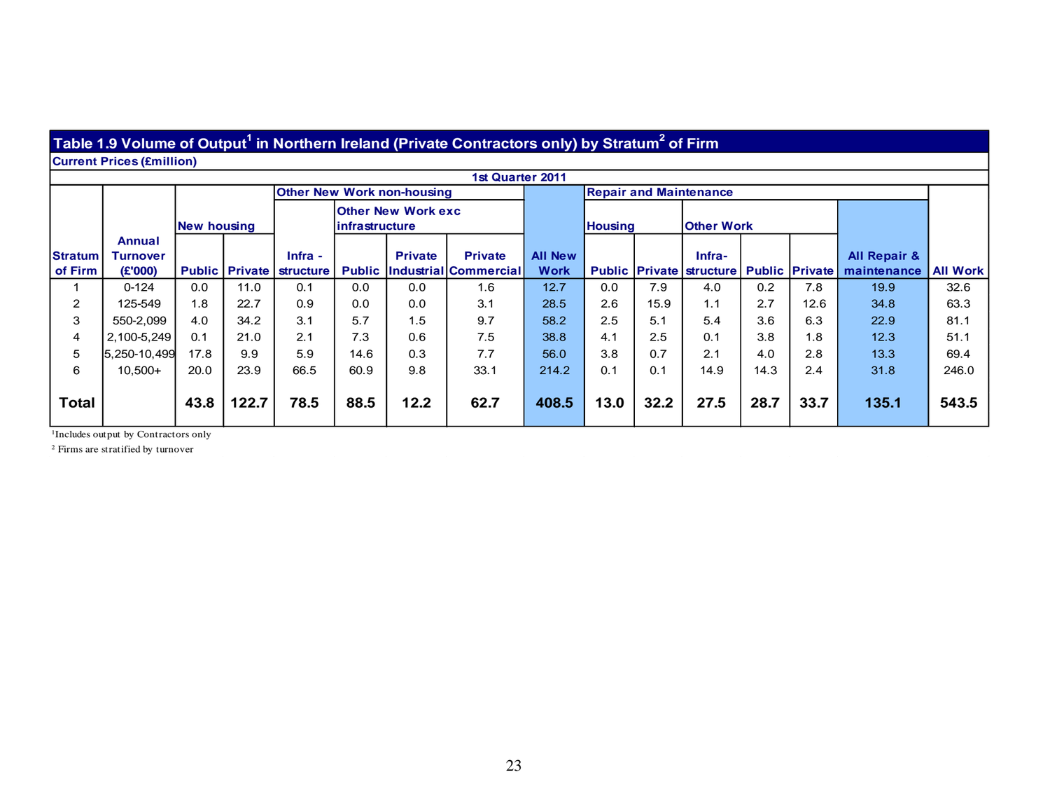## Table 1.9 Volume of Output[1] in Northern Ireland (Private Contractors only) by Stratum[2] of Firm

Current Prices (£million)

| | | 1st Quarter 2011 | | | | | | | | | | | | | |
|---|---|---|---|---|---|---|---|---|---|---|---|---|---|---|---|
| | | New housing | | Other New Work non-housing | | | | | Repair and Maintenance | | | | | | |
| | | | | | Other New Work exc infrastructure | | | | Housing | | Other Work | | | | |
| Stratum of Firm | Annual Turnover (£'000) | Public | Private | Infra - structure | Public | Private Industrial | Private Commercial | All New Work | Public | Private | Infra- structure | Public | Private | All Repair & maintenance | All Work |
| 1 | 0-124 | 0.0 | 11.0 | 0.1 | 0.0 | 0.0 | 1.6 | 12.7 | 0.0 | 7.9 | 4.0 | 0.2 | 7.8 | 19.9 | 32.6 |
| 2 | 125-549 | 1.8 | 22.7 | 0.9 | 0.0 | 0.0 | 3.1 | 28.5 | 2.6 | 15.9 | 1.1 | 2.7 | 12.6 | 34.8 | 63.3 |
| 3 | 550-2,099 | 4.0 | 34.2 | 3.1 | 5.7 | 1.5 | 9.7 | 58.2 | 2.5 | 5.1 | 5.4 | 3.6 | 6.3 | 22.9 | 81.1 |
| 4 | 2,100-5,249 | 0.1 | 21.0 | 2.1 | 7.3 | 0.6 | 7.5 | 38.8 | 4.1 | 2.5 | 0.1 | 3.8 | 1.8 | 12.3 | 51.1 |
| 5 | 5,250-10,499 | 17.8 | 9.9 | 5.9 | 14.6 | 0.3 | 7.7 | 56.0 | 3.8 | 0.7 | 2.1 | 4.0 | 2.8 | 13.3 | 69.4 |
| 6 | 10,500+ | 20.0 | 23.9 | 66.5 | 60.9 | 9.8 | 33.1 | 214.2 | 0.1 | 0.1 | 14.9 | 14.3 | 2.4 | 31.8 | 246.0 |
| **Total** | | **43.8** | **122.7** | **78.5** | **88.5** | **12.2** | **62.7** | **408.5** | **13.0** | **32.2** | **27.5** | **28.7** | **33.7** | **135.1** | **543.5** |

[1] Includes output by Contractors only

[2] Firms are stratified by turnover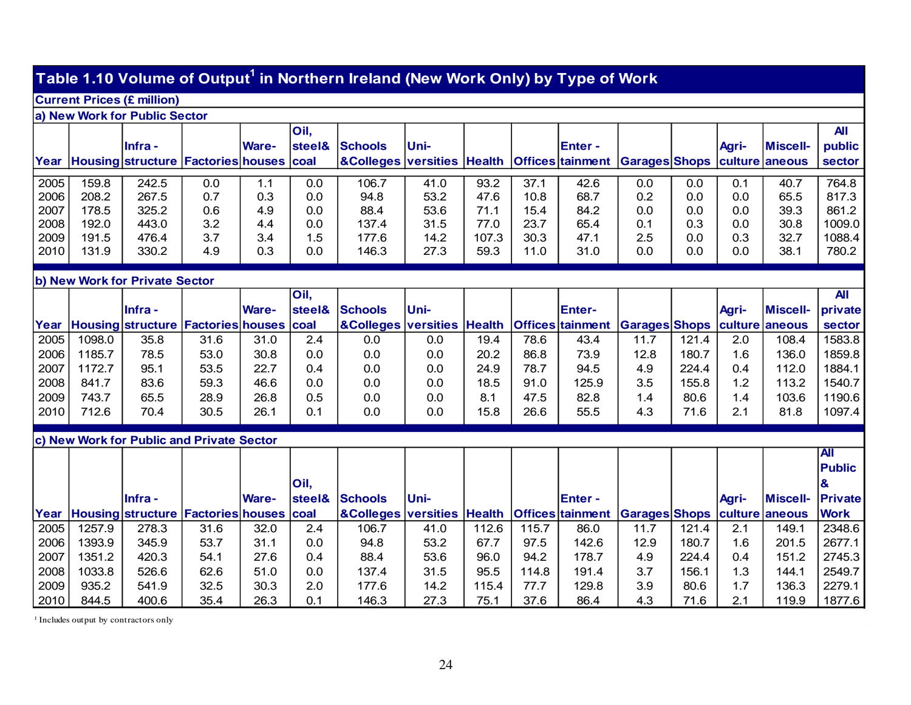## Table 1.10 Volume of Output[1] in Northern Ireland (New Work Only) by Type of Work

**Current Prices (£ million)**

**a) New Work for Public Sector**

| Year | Housing | Infra - structure | Factories | Ware- houses | Oil, steel& coal | Schools &Colleges | Uni- versities | Health | Offices | Enter - tainment | Garages | Shops | Agri- culture | Miscell- aneous | All public sector |
|---|---|---|---|---|---|---|---|---|---|---|---|---|---|---|---|
| 2005 | 159.8 | 242.5 | 0.0 | 1.1 | 0.0 | 106.7 | 41.0 | 93.2 | 37.1 | 42.6 | 0.0 | 0.0 | 0.1 | 40.7 | 764.8 |
| 2006 | 208.2 | 267.5 | 0.7 | 0.3 | 0.0 | 94.8 | 53.2 | 47.6 | 10.8 | 68.7 | 0.2 | 0.0 | 0.0 | 65.5 | 817.3 |
| 2007 | 178.5 | 325.2 | 0.6 | 4.9 | 0.0 | 88.4 | 53.6 | 71.1 | 15.4 | 84.2 | 0.0 | 0.0 | 0.0 | 39.3 | 861.2 |
| 2008 | 192.0 | 443.0 | 3.2 | 4.4 | 0.0 | 137.4 | 31.5 | 77.0 | 23.7 | 65.4 | 0.1 | 0.3 | 0.0 | 30.8 | 1009.0 |
| 2009 | 191.5 | 476.4 | 3.7 | 3.4 | 1.5 | 177.6 | 14.2 | 107.3 | 30.3 | 47.1 | 2.5 | 0.0 | 0.3 | 32.7 | 1088.4 |
| 2010 | 131.9 | 330.2 | 4.9 | 0.3 | 0.0 | 146.3 | 27.3 | 59.3 | 11.0 | 31.0 | 0.0 | 0.0 | 0.0 | 38.1 | 780.2 |

**b) New Work for Private Sector**

| Year | Housing | Infra - structure | Factories | Ware- houses | Oil, steel& coal | Schools &Colleges | Uni- versities | Health | Offices | Enter- tainment | Garages | Shops | Agri- culture | Miscell- aneous | All private sector |
|---|---|---|---|---|---|---|---|---|---|---|---|---|---|---|---|
| 2005 | 1098.0 | 35.8 | 31.6 | 31.0 | 2.4 | 0.0 | 0.0 | 19.4 | 78.6 | 43.4 | 11.7 | 121.4 | 2.0 | 108.4 | 1583.8 |
| 2006 | 1185.7 | 78.5 | 53.0 | 30.8 | 0.0 | 0.0 | 0.0 | 20.2 | 86.8 | 73.9 | 12.8 | 180.7 | 1.6 | 136.0 | 1859.8 |
| 2007 | 1172.7 | 95.1 | 53.5 | 22.7 | 0.4 | 0.0 | 0.0 | 24.9 | 78.7 | 94.5 | 4.9 | 224.4 | 0.4 | 112.0 | 1884.1 |
| 2008 | 841.7 | 83.6 | 59.3 | 46.6 | 0.0 | 0.0 | 0.0 | 18.5 | 91.0 | 125.9 | 3.5 | 155.8 | 1.2 | 113.2 | 1540.7 |
| 2009 | 743.7 | 65.5 | 28.9 | 26.8 | 0.5 | 0.0 | 0.0 | 8.1 | 47.5 | 82.8 | 1.4 | 80.6 | 1.4 | 103.6 | 1190.6 |
| 2010 | 712.6 | 70.4 | 30.5 | 26.1 | 0.1 | 0.0 | 0.0 | 15.8 | 26.6 | 55.5 | 4.3 | 71.6 | 2.1 | 81.8 | 1097.4 |

**c) New Work for Public and Private Sector**

| Year | Housing | Infra - structure | Factories | Ware- houses | Oil, steel& coal | Schools &Colleges | Uni- versities | Health | Offices | Enter - tainment | Garages | Shops | Agri- culture | Miscell- aneous | All Public & Private Work |
|---|---|---|---|---|---|---|---|---|---|---|---|---|---|---|---|
| 2005 | 1257.9 | 278.3 | 31.6 | 32.0 | 2.4 | 106.7 | 41.0 | 112.6 | 115.7 | 86.0 | 11.7 | 121.4 | 2.1 | 149.1 | 2348.6 |
| 2006 | 1393.9 | 345.9 | 53.7 | 31.1 | 0.0 | 94.8 | 53.2 | 67.7 | 97.5 | 142.6 | 12.9 | 180.7 | 1.6 | 201.5 | 2677.1 |
| 2007 | 1351.2 | 420.3 | 54.1 | 27.6 | 0.4 | 88.4 | 53.6 | 96.0 | 94.2 | 178.7 | 4.9 | 224.4 | 0.4 | 151.2 | 2745.3 |
| 2008 | 1033.8 | 526.6 | 62.6 | 51.0 | 0.0 | 137.4 | 31.5 | 95.5 | 114.8 | 191.4 | 3.7 | 156.1 | 1.3 | 144.1 | 2549.7 |
| 2009 | 935.2 | 541.9 | 32.5 | 30.3 | 2.0 | 177.6 | 14.2 | 115.4 | 77.7 | 129.8 | 3.9 | 80.6 | 1.7 | 136.3 | 2279.1 |
| 2010 | 844.5 | 400.6 | 35.4 | 26.3 | 0.1 | 146.3 | 27.3 | 75.1 | 37.6 | 86.4 | 4.3 | 71.6 | 2.1 | 119.9 | 1877.6 |

[1] Includes output by contractors only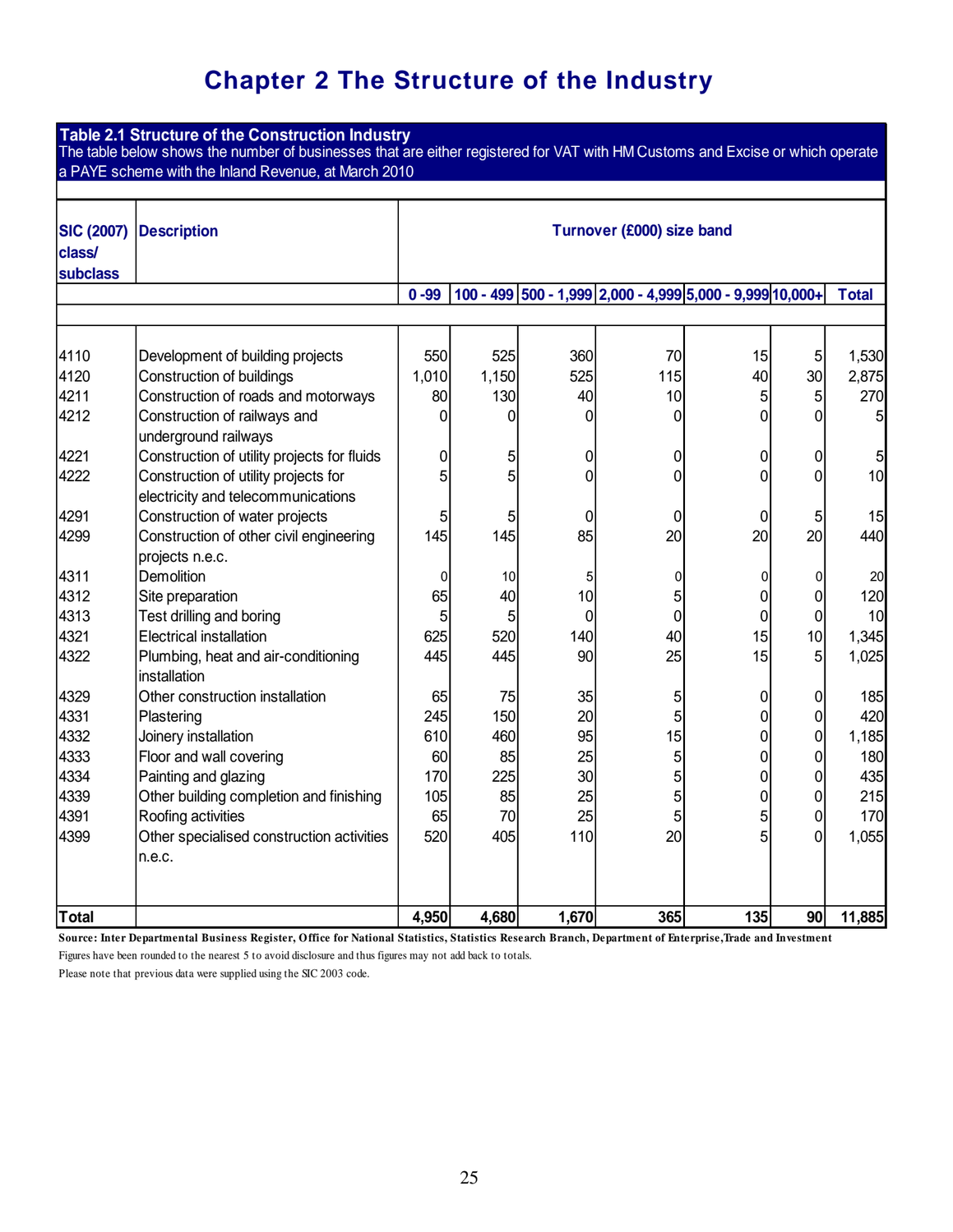# Chapter 2 The Structure of the Industry

**Table 2.1 Structure of the Construction Industry**

The table below shows the number of businesses that are either registered for VAT with HM Customs and Excise or which operate a PAYE scheme with the Inland Revenue, at March 2010

| SIC (2007) class/ subclass | Description | Turnover (£000) size band | | | | | | |
|---|---|---|---|---|---|---|---|---|
| | | 0 -99 | 100 - 499 | 500 - 1,999 | 2,000 - 4,999 | 5,000 - 9,999 | 10,000+ | Total |
| 4110 | Development of building projects | 550 | 525 | 360 | 70 | 15 | 5 | 1,530 |
| 4120 | Construction of buildings | 1,010 | 1,150 | 525 | 115 | 40 | 30 | 2,875 |
| 4211 | Construction of roads and motorways | 80 | 130 | 40 | 10 | 5 | 5 | 270 |
| 4212 | Construction of railways and underground railways | 0 | 0 | 0 | 0 | 0 | 0 | 5 |
| 4221 | Construction of utility projects for fluids | 0 | 5 | 0 | 0 | 0 | 0 | 5 |
| 4222 | Construction of utility projects for electricity and telecommunications | 5 | 5 | 0 | 0 | 0 | 0 | 10 |
| 4291 | Construction of water projects | 5 | 5 | 0 | 0 | 0 | 5 | 15 |
| 4299 | Construction of other civil engineering projects n.e.c. | 145 | 145 | 85 | 20 | 20 | 20 | 440 |
| 4311 | Demolition | 0 | 10 | 5 | 0 | 0 | 0 | 20 |
| 4312 | Site preparation | 65 | 40 | 10 | 5 | 0 | 0 | 120 |
| 4313 | Test drilling and boring | 5 | 5 | 0 | 0 | 0 | 0 | 10 |
| 4321 | Electrical installation | 625 | 520 | 140 | 40 | 15 | 10 | 1,345 |
| 4322 | Plumbing, heat and air-conditioning installation | 445 | 445 | 90 | 25 | 15 | 5 | 1,025 |
| 4329 | Other construction installation | 65 | 75 | 35 | 5 | 0 | 0 | 185 |
| 4331 | Plastering | 245 | 150 | 20 | 5 | 0 | 0 | 420 |
| 4332 | Joinery installation | 610 | 460 | 95 | 15 | 0 | 0 | 1,185 |
| 4333 | Floor and wall covering | 60 | 85 | 25 | 5 | 0 | 0 | 180 |
| 4334 | Painting and glazing | 170 | 225 | 30 | 5 | 0 | 0 | 435 |
| 4339 | Other building completion and finishing | 105 | 85 | 25 | 5 | 0 | 0 | 215 |
| 4391 | Roofing activities | 65 | 70 | 25 | 5 | 5 | 0 | 170 |
| 4399 | Other specialised construction activities n.e.c. | 520 | 405 | 110 | 20 | 5 | 0 | 1,055 |
| **Total** | | **4,950** | **4,680** | **1,670** | **365** | **135** | **90** | **11,885** |

**Source: Inter Departmental Business Register, Office for National Statistics, Statistics Research Branch, Department of Enterprise,Trade and Investment**

Figures have been rounded to the nearest 5 to avoid disclosure and thus figures may not add back to totals.

Please note that previous data were supplied using the SIC 2003 code.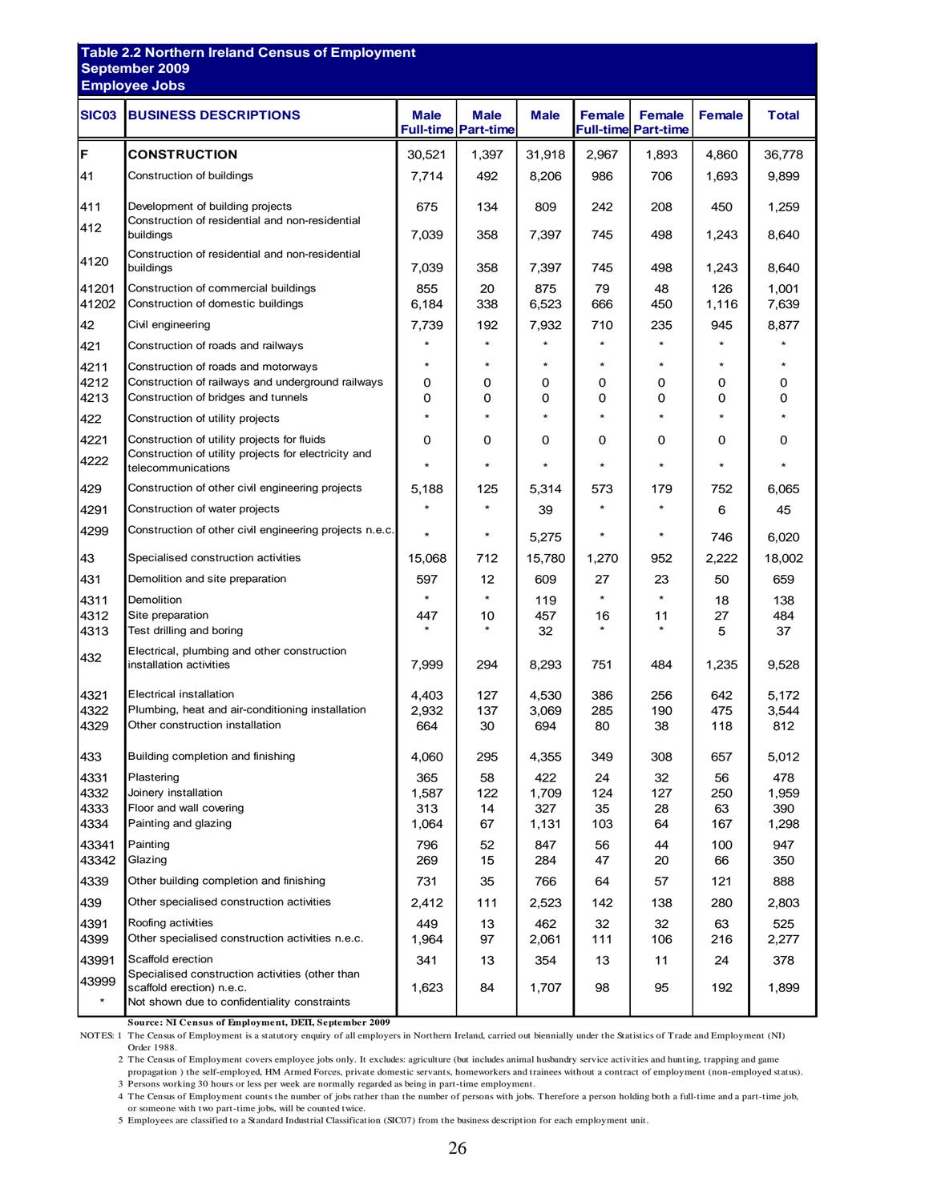**Table 2.2 Northern Ireland Census of Employment**
**September 2009**
**Employee Jobs**

| SIC03 | BUSINESS DESCRIPTIONS | Male Full-time | Male Part-time | Male | Female Full-time | Female Part-time | Female | Total |
|---|---|---|---|---|---|---|---|---|
| F | **CONSTRUCTION** | 30,521 | 1,397 | 31,918 | 2,967 | 1,893 | 4,860 | 36,778 |
| 41 | Construction of buildings | 7,714 | 492 | 8,206 | 986 | 706 | 1,693 | 9,899 |
| 411 | Development of building projects | 675 | 134 | 809 | 242 | 208 | 450 | 1,259 |
| 412 | Construction of residential and non-residential buildings | 7,039 | 358 | 7,397 | 745 | 498 | 1,243 | 8,640 |
| 4120 | Construction of residential and non-residential buildings | 7,039 | 358 | 7,397 | 745 | 498 | 1,243 | 8,640 |
| 41201 | Construction of commercial buildings | 855 | 20 | 875 | 79 | 48 | 126 | 1,001 |
| 41202 | Construction of domestic buildings | 6,184 | 338 | 6,523 | 666 | 450 | 1,116 | 7,639 |
| 42 | Civil engineering | 7,739 | 192 | 7,932 | 710 | 235 | 945 | 8,877 |
| 421 | Construction of roads and railways | * | * | * | * | * | * | * |
| 4211 | Construction of roads and motorways | * | * | * | * | * | * | * |
| 4212 | Construction of railways and underground railways | 0 | 0 | 0 | 0 | 0 | 0 | 0 |
| 4213 | Construction of bridges and tunnels | 0 | 0 | 0 | 0 | 0 | 0 | 0 |
| 422 | Construction of utility projects | * | * | * | * | * | * | * |
| 4221 | Construction of utility projects for fluids | 0 | 0 | 0 | 0 | 0 | 0 | 0 |
| 4222 | Construction of utility projects for electricity and telecommunications | * | * | * | * | * | * | * |
| 429 | Construction of other civil engineering projects | 5,188 | 125 | 5,314 | 573 | 179 | 752 | 6,065 |
| 4291 | Construction of water projects | * | * | 39 | * | * | 6 | 45 |
| 4299 | Construction of other civil engineering projects n.e.c. | * | * | 5,275 | * | * | 746 | 6,020 |
| 43 | Specialised construction activities | 15,068 | 712 | 15,780 | 1,270 | 952 | 2,222 | 18,002 |
| 431 | Demolition and site preparation | 597 | 12 | 609 | 27 | 23 | 50 | 659 |
| 4311 | Demolition | * | * | 119 | * | * | 18 | 138 |
| 4312 | Site preparation | 447 | 10 | 457 | 16 | 11 | 27 | 484 |
| 4313 | Test drilling and boring | * | * | 32 | * | * | 5 | 37 |
| 432 | Electrical, plumbing and other construction installation activities | 7,999 | 294 | 8,293 | 751 | 484 | 1,235 | 9,528 |
| 4321 | Electrical installation | 4,403 | 127 | 4,530 | 386 | 256 | 642 | 5,172 |
| 4322 | Plumbing, heat and air-conditioning installation | 2,932 | 137 | 3,069 | 285 | 190 | 475 | 3,544 |
| 4329 | Other construction installation | 664 | 30 | 694 | 80 | 38 | 118 | 812 |
| 433 | Building completion and finishing | 4,060 | 295 | 4,355 | 349 | 308 | 657 | 5,012 |
| 4331 | Plastering | 365 | 58 | 422 | 24 | 32 | 56 | 478 |
| 4332 | Joinery installation | 1,587 | 122 | 1,709 | 124 | 127 | 250 | 1,959 |
| 4333 | Floor and wall covering | 313 | 14 | 327 | 35 | 28 | 63 | 390 |
| 4334 | Painting and glazing | 1,064 | 67 | 1,131 | 103 | 64 | 167 | 1,298 |
| 43341 | Painting | 796 | 52 | 847 | 56 | 44 | 100 | 947 |
| 43342 | Glazing | 269 | 15 | 284 | 47 | 20 | 66 | 350 |
| 4339 | Other building completion and finishing | 731 | 35 | 766 | 64 | 57 | 121 | 888 |
| 439 | Other specialised construction activities | 2,412 | 111 | 2,523 | 142 | 138 | 280 | 2,803 |
| 4391 | Roofing activities | 449 | 13 | 462 | 32 | 32 | 63 | 525 |
| 4399 | Other specialised construction activities n.e.c. | 1,964 | 97 | 2,061 | 111 | 106 | 216 | 2,277 |
| 43991 | Scaffold erection | 341 | 13 | 354 | 13 | 11 | 24 | 378 |
| 43999 | Specialised construction activities (other than scaffold erection) n.e.c. | 1,623 | 84 | 1,707 | 98 | 95 | 192 | 1,899 |
| * | Not shown due to confidentiality constraints | | | | | | | |

**Source: NI Census of Employment, DETI, September 2009**

NOTES:
1. The Census of Employment is a statutory enquiry of all employers in Northern Ireland, carried out biennially under the Statistics of Trade and Employment (NI) Order 1988.
2. The Census of Employment covers employee jobs only. It excludes: agriculture (but includes animal husbandry service activities and hunting, trapping and game propagation ) the self-employed, HM Armed Forces, private domestic servants, homeworkers and trainees without a contract of employment (non-employed status).
3. Persons working 30 hours or less per week are normally regarded as being in part-time employment.
4. The Census of Employment counts the number of jobs rather than the number of persons with jobs. Therefore a person holding both a full-time and a part-time job, or someone with two part-time jobs, will be counted twice.
5. Employees are classified to a Standard Industrial Classification (SIC07) from the business description for each employment unit.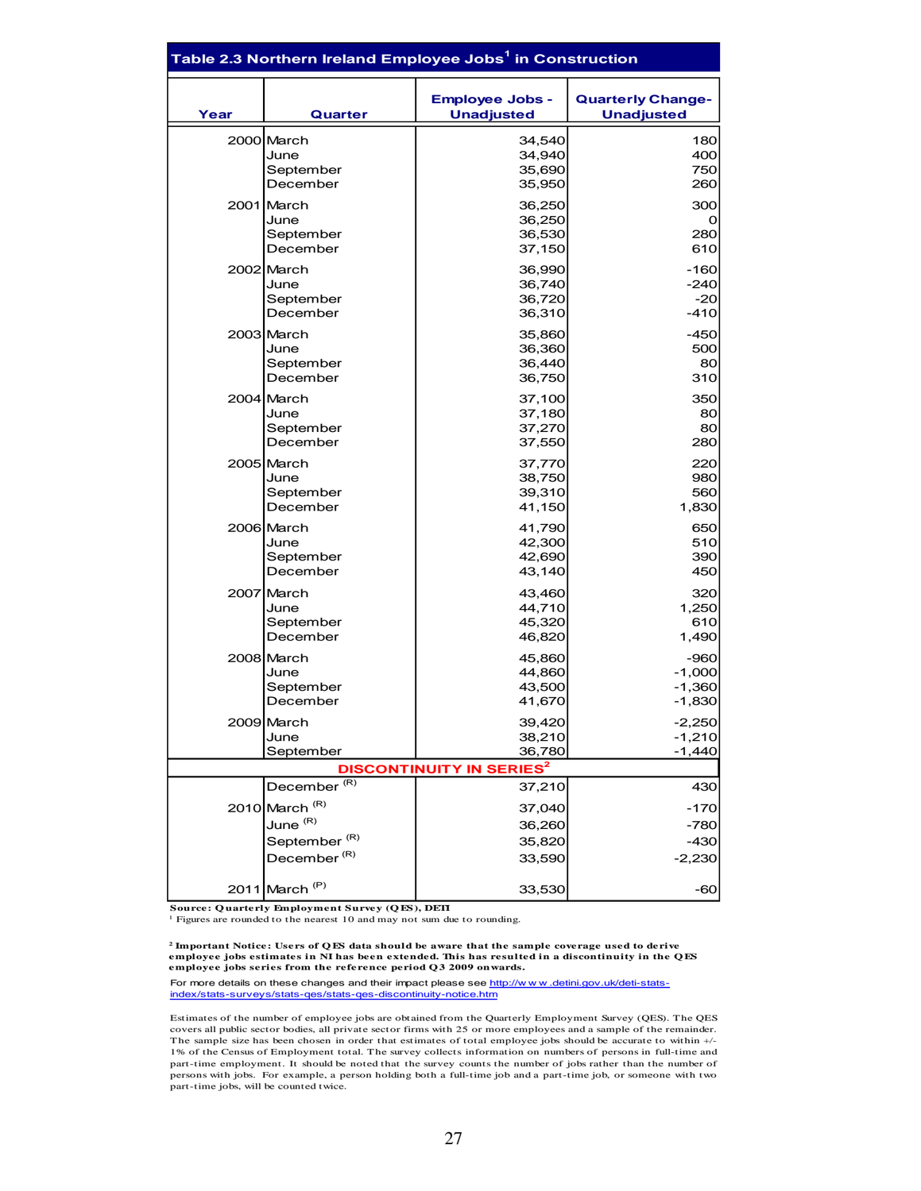## Table 2.3 Northern Ireland Employee Jobs[1] in Construction

| Year | Quarter | Employee Jobs - Unadjusted | Quarterly Change- Unadjusted |
|---|---|---|---|
| 2000 | March | 34,540 | 180 |
| | June | 34,940 | 400 |
| | September | 35,690 | 750 |
| | December | 35,950 | 260 |
| 2001 | March | 36,250 | 300 |
| | June | 36,250 | 0 |
| | September | 36,530 | 280 |
| | December | 37,150 | 610 |
| 2002 | March | 36,990 | -160 |
| | June | 36,740 | -240 |
| | September | 36,720 | -20 |
| | December | 36,310 | -410 |
| 2003 | March | 35,860 | -450 |
| | June | 36,360 | 500 |
| | September | 36,440 | 80 |
| | December | 36,750 | 310 |
| 2004 | March | 37,100 | 350 |
| | June | 37,180 | 80 |
| | September | 37,270 | 80 |
| | December | 37,550 | 280 |
| 2005 | March | 37,770 | 220 |
| | June | 38,750 | 980 |
| | September | 39,310 | 560 |
| | December | 41,150 | 1,830 |
| 2006 | March | 41,790 | 650 |
| | June | 42,300 | 510 |
| | September | 42,690 | 390 |
| | December | 43,140 | 450 |
| 2007 | March | 43,460 | 320 |
| | June | 44,710 | 1,250 |
| | September | 45,320 | 610 |
| | December | 46,820 | 1,490 |
| 2008 | March | 45,860 | -960 |
| | June | 44,860 | -1,000 |
| | September | 43,500 | -1,360 |
| | December | 41,670 | -1,830 |
| 2009 | March | 39,420 | -2,250 |
| | June | 38,210 | -1,210 |
| | September | 36,780 | -1,440 |
| **DISCONTINUITY IN SERIES[2]** | | | |
| | December (R) | 37,210 | 430 |
| 2010 | March (R) | 37,040 | -170 |
| | June (R) | 36,260 | -780 |
| | September (R) | 35,820 | -430 |
| | December (R) | 33,590 | -2,230 |
| 2011 | March (P) | 33,530 | -60 |

**Source: Quarterly Employment Survey (QES), DETI**

[1] Figures are rounded to the nearest 10 and may not sum due to rounding.

[2] **Important Notice: Users of QES data should be aware that the sample coverage used to derive employee jobs estimates in NI has been extended. This has resulted in a discontinuity in the QES employee jobs series from the reference period Q3 2009 onwards.**

For more details on these changes and their impact please see http://www.detini.gov.uk/deti-stats-index/stats-surveys/stats-qes/stats-qes-discontinuity-notice.htm

Estimates of the number of employee jobs are obtained from the Quarterly Employment Survey (QES). The QES covers all public sector bodies, all private sector firms with 25 or more employees and a sample of the remainder. The sample size has been chosen in order that estimates of total employee jobs should be accurate to within +/- 1% of the Census of Employment total. The survey collects information on numbers of persons in full-time and part-time employment. It should be noted that the survey counts the number of jobs rather than the number of persons with jobs. For example, a person holding both a full-time job and a part-time job, or someone with two part-time jobs, will be counted twice.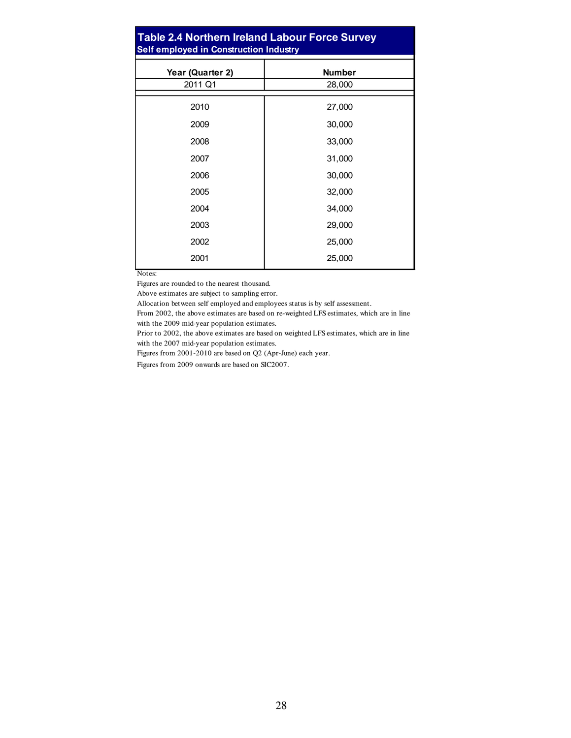## Table 2.4 Northern Ireland Labour Force Survey

### Self employed in Construction Industry

| Year (Quarter 2) | Number |
|---|---|
| 2011 Q1 | 28,000 |
| | |
| 2010 | 27,000 |
| 2009 | 30,000 |
| 2008 | 33,000 |
| 2007 | 31,000 |
| 2006 | 30,000 |
| 2005 | 32,000 |
| 2004 | 34,000 |
| 2003 | 29,000 |
| 2002 | 25,000 |
| 2001 | 25,000 |

Notes:

Figures are rounded to the nearest thousand.

Above estimates are subject to sampling error.

Allocation between self employed and employees status is by self assessment.

From 2002, the above estimates are based on re-weighted LFS estimates, which are in line with the 2009 mid-year population estimates.

Prior to 2002, the above estimates are based on weighted LFS estimates, which are in line with the 2007 mid-year population estimates.

Figures from 2001-2010 are based on Q2 (Apr-June) each year.

Figures from 2009 onwards are based on SIC2007.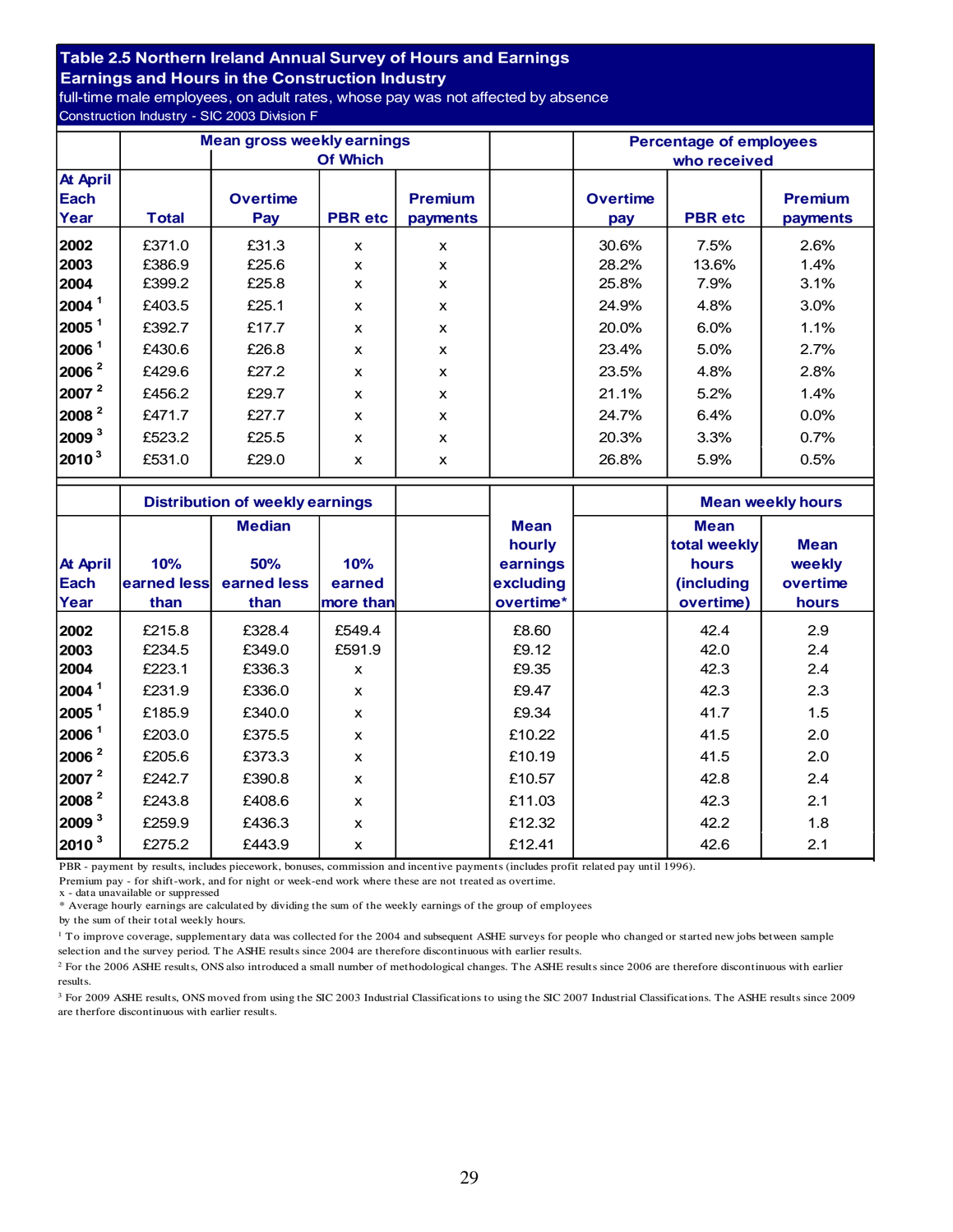## Table 2.5 Northern Ireland Annual Survey of Hours and Earnings
## Earnings and Hours in the Construction Industry

full-time male employees, on adult rates, whose pay was not affected by absence

Construction Industry - SIC 2003 Division F

| At April Each Year | Mean gross weekly earnings | Of Which | | | | Percentage of employees who received | | |
|---|---|---|---|---|---|---|---|---|
| | Total | Overtime Pay | PBR etc | Premium payments | | Overtime pay | PBR etc | Premium payments |
| 2002 | £371.0 | £31.3 | x | x | | 30.6% | 7.5% | 2.6% |
| 2003 | £386.9 | £25.6 | x | x | | 28.2% | 13.6% | 1.4% |
| 2004 | £399.2 | £25.8 | x | x | | 25.8% | 7.9% | 3.1% |
| 2004 [1] | £403.5 | £25.1 | x | x | | 24.9% | 4.8% | 3.0% |
| 2005 [1] | £392.7 | £17.7 | x | x | | 20.0% | 6.0% | 1.1% |
| 2006 [1] | £430.6 | £26.8 | x | x | | 23.4% | 5.0% | 2.7% |
| 2006 [2] | £429.6 | £27.2 | x | x | | 23.5% | 4.8% | 2.8% |
| 2007 [2] | £456.2 | £29.7 | x | x | | 21.1% | 5.2% | 1.4% |
| 2008 [2] | £471.7 | £27.7 | x | x | | 24.7% | 6.4% | 0.0% |
| 2009 [3] | £523.2 | £25.5 | x | x | | 20.3% | 3.3% | 0.7% |
| 2010 [3] | £531.0 | £29.0 | x | x | | 26.8% | 5.9% | 0.5% |

| At April Each Year | Distribution of weekly earnings | Median | | | Mean hourly earnings excluding overtime* | | Mean weekly hours | |
|---|---|---|---|---|---|---|---|---|
| | 10% earned less than | 50% earned less than | 10% earned more than | | | | Mean total weekly hours (including overtime) | Mean weekly overtime hours |
| 2002 | £215.8 | £328.4 | £549.4 | | £8.60 | | 42.4 | 2.9 |
| 2003 | £234.5 | £349.0 | £591.9 | | £9.12 | | 42.0 | 2.4 |
| 2004 | £223.1 | £336.3 | x | | £9.35 | | 42.3 | 2.4 |
| 2004 [1] | £231.9 | £336.0 | x | | £9.47 | | 42.3 | 2.3 |
| 2005 [1] | £185.9 | £340.0 | x | | £9.34 | | 41.7 | 1.5 |
| 2006 [1] | £203.0 | £375.5 | x | | £10.22 | | 41.5 | 2.0 |
| 2006 [2] | £205.6 | £373.3 | x | | £10.19 | | 41.5 | 2.0 |
| 2007 [2] | £242.7 | £390.8 | x | | £10.57 | | 42.8 | 2.4 |
| 2008 [2] | £243.8 | £408.6 | x | | £11.03 | | 42.3 | 2.1 |
| 2009 [3] | £259.9 | £436.3 | x | | £12.32 | | 42.2 | 1.8 |
| 2010 [3] | £275.2 | £443.9 | x | | £12.41 | | 42.6 | 2.1 |

PBR - payment by results, includes piecework, bonuses, commission and incentive payments (includes profit related pay until 1996).

Premium pay - for shift-work, and for night or week-end work where these are not treated as overtime.

x - data unavailable or suppressed

\* Average hourly earnings are calculated by dividing the sum of the weekly earnings of the group of employees by the sum of their total weekly hours.

[1] To improve coverage, supplementary data was collected for the 2004 and subsequent ASHE surveys for people who changed or started new jobs between sample selection and the survey period. The ASHE results since 2004 are therefore discontinuous with earlier results.

[2] For the 2006 ASHE results, ONS also introduced a small number of methodological changes. The ASHE results since 2006 are therefore discontinuous with earlier results.

[3] For 2009 ASHE results, ONS moved from using the SIC 2003 Industrial Classifications to using the SIC 2007 Industrial Classifications. The ASHE results since 2009 are therfore discontinuous with earlier results.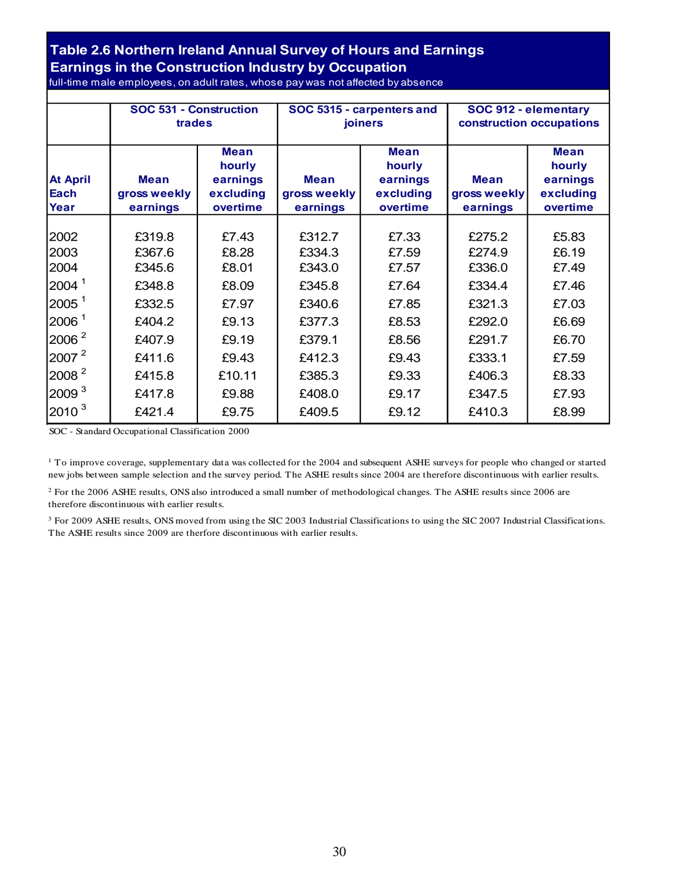## Table 2.6 Northern Ireland Annual Survey of Hours and Earnings
## Earnings in the Construction Industry by Occupation

full-time male employees, on adult rates, whose pay was not affected by absence

| | SOC 531 - Construction trades | | SOC 5315 - carpenters and joiners | | SOC 912 - elementary construction occupations | |
|---|---|---|---|---|---|---|
| At April Each Year | Mean gross weekly earnings | Mean hourly earnings excluding overtime | Mean gross weekly earnings | Mean hourly earnings excluding overtime | Mean gross weekly earnings | Mean hourly earnings excluding overtime |
| 2002 | £319.8 | £7.43 | £312.7 | £7.33 | £275.2 | £5.83 |
| 2003 | £367.6 | £8.28 | £334.3 | £7.59 | £274.9 | £6.19 |
| 2004 | £345.6 | £8.01 | £343.0 | £7.57 | £336.0 | £7.49 |
| 2004 [1] | £348.8 | £8.09 | £345.8 | £7.64 | £334.4 | £7.46 |
| 2005 [1] | £332.5 | £7.97 | £340.6 | £7.85 | £321.3 | £7.03 |
| 2006 [1] | £404.2 | £9.13 | £377.3 | £8.53 | £292.0 | £6.69 |
| 2006 [2] | £407.9 | £9.19 | £379.1 | £8.56 | £291.7 | £6.70 |
| 2007 [2] | £411.6 | £9.43 | £412.3 | £9.43 | £333.1 | £7.59 |
| 2008 [2] | £415.8 | £10.11 | £385.3 | £9.33 | £406.3 | £8.33 |
| 2009 [3] | £417.8 | £9.88 | £408.0 | £9.17 | £347.5 | £7.93 |
| 2010 [3] | £421.4 | £9.75 | £409.5 | £9.12 | £410.3 | £8.99 |

SOC - Standard Occupational Classification 2000

[1] To improve coverage, supplementary data was collected for the 2004 and subsequent ASHE surveys for people who changed or started new jobs between sample selection and the survey period. The ASHE results since 2004 are therefore discontinuous with earlier results.

[2] For the 2006 ASHE results, ONS also introduced a small number of methodological changes. The ASHE results since 2006 are therefore discontinuous with earlier results.

[3] For 2009 ASHE results, ONS moved from using the SIC 2003 Industrial Classifications to using the SIC 2007 Industrial Classifications. The ASHE results since 2009 are therfore discontinuous with earlier results.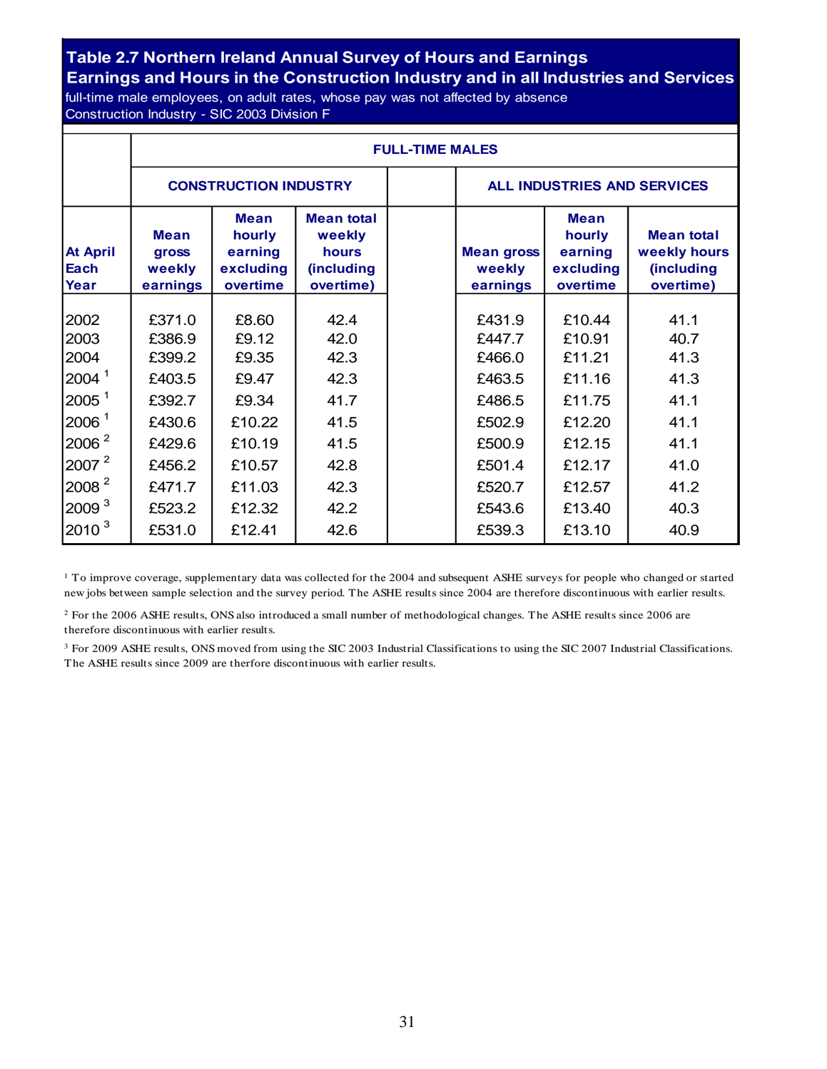## Table 2.7 Northern Ireland Annual Survey of Hours and Earnings
## Earnings and Hours in the Construction Industry and in all Industries and Services

full-time male employees, on adult rates, whose pay was not affected by absence
Construction Industry - SIC 2003 Division F

| | FULL-TIME MALES | | | | | | |
|---|---|---|---|---|---|---|---|
| | CONSTRUCTION INDUSTRY | | | | ALL INDUSTRIES AND SERVICES | | |
| At April Each Year | Mean gross weekly earnings | Mean hourly earning excluding overtime | Mean total weekly hours (including overtime) | | Mean gross weekly earnings | Mean hourly earning excluding overtime | Mean total weekly hours (including overtime) |
| 2002 | £371.0 | £8.60 | 42.4 | | £431.9 | £10.44 | 41.1 |
| 2003 | £386.9 | £9.12 | 42.0 | | £447.7 | £10.91 | 40.7 |
| 2004 | £399.2 | £9.35 | 42.3 | | £466.0 | £11.21 | 41.3 |
| 2004 [1] | £403.5 | £9.47 | 42.3 | | £463.5 | £11.16 | 41.3 |
| 2005 [1] | £392.7 | £9.34 | 41.7 | | £486.5 | £11.75 | 41.1 |
| 2006 [1] | £430.6 | £10.22 | 41.5 | | £502.9 | £12.20 | 41.1 |
| 2006 [2] | £429.6 | £10.19 | 41.5 | | £500.9 | £12.15 | 41.1 |
| 2007 [2] | £456.2 | £10.57 | 42.8 | | £501.4 | £12.17 | 41.0 |
| 2008 [2] | £471.7 | £11.03 | 42.3 | | £520.7 | £12.57 | 41.2 |
| 2009 [3] | £523.2 | £12.32 | 42.2 | | £543.6 | £13.40 | 40.3 |
| 2010 [3] | £531.0 | £12.41 | 42.6 | | £539.3 | £13.10 | 40.9 |

[1] To improve coverage, supplementary data was collected for the 2004 and subsequent ASHE surveys for people who changed or started new jobs between sample selection and the survey period. The ASHE results since 2004 are therefore discontinuous with earlier results.

[2] For the 2006 ASHE results, ONS also introduced a small number of methodological changes. The ASHE results since 2006 are therefore discontinuous with earlier results.

[3] For 2009 ASHE results, ONS moved from using the SIC 2003 Industrial Classifications to using the SIC 2007 Industrial Classifications. The ASHE results since 2009 are therfore discontinuous with earlier results.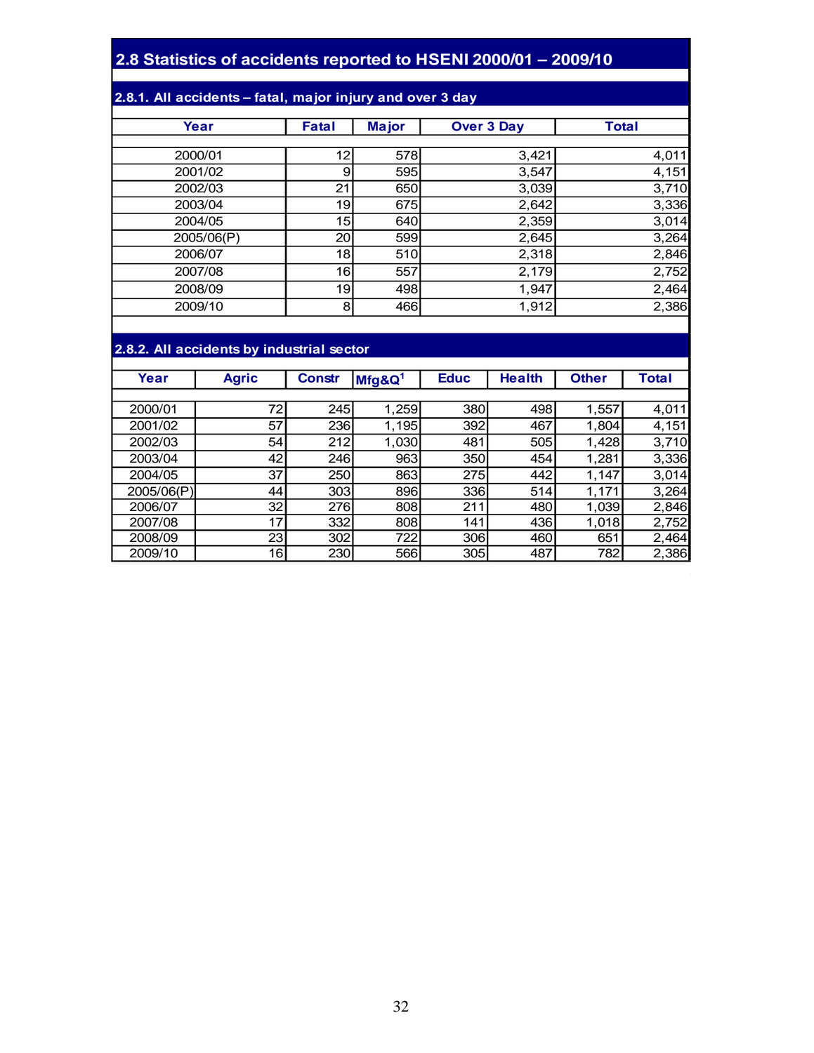## 2.8 Statistics of accidents reported to HSENI 2000/01 – 2009/10

### 2.8.1. All accidents – fatal, major injury and over 3 day

| Year | Fatal | Major | Over 3 Day | Total |
|---|---|---|---|---|
| 2000/01 | 12 | 578 | 3,421 | 4,011 |
| 2001/02 | 9 | 595 | 3,547 | 4,151 |
| 2002/03 | 21 | 650 | 3,039 | 3,710 |
| 2003/04 | 19 | 675 | 2,642 | 3,336 |
| 2004/05 | 15 | 640 | 2,359 | 3,014 |
| 2005/06(P) | 20 | 599 | 2,645 | 3,264 |
| 2006/07 | 18 | 510 | 2,318 | 2,846 |
| 2007/08 | 16 | 557 | 2,179 | 2,752 |
| 2008/09 | 19 | 498 | 1,947 | 2,464 |
| 2009/10 | 8 | 466 | 1,912 | 2,386 |

### 2.8.2. All accidents by industrial sector

| Year | Agric | Constr | Mfg&Q[1] | Educ | Health | Other | Total |
|---|---|---|---|---|---|---|---|
| 2000/01 | 72 | 245 | 1,259 | 380 | 498 | 1,557 | 4,011 |
| 2001/02 | 57 | 236 | 1,195 | 392 | 467 | 1,804 | 4,151 |
| 2002/03 | 54 | 212 | 1,030 | 481 | 505 | 1,428 | 3,710 |
| 2003/04 | 42 | 246 | 963 | 350 | 454 | 1,281 | 3,336 |
| 2004/05 | 37 | 250 | 863 | 275 | 442 | 1,147 | 3,014 |
| 2005/06(P) | 44 | 303 | 896 | 336 | 514 | 1,171 | 3,264 |
| 2006/07 | 32 | 276 | 808 | 211 | 480 | 1,039 | 2,846 |
| 2007/08 | 17 | 332 | 808 | 141 | 436 | 1,018 | 2,752 |
| 2008/09 | 23 | 302 | 722 | 306 | 460 | 651 | 2,464 |
| 2009/10 | 16 | 230 | 566 | 305 | 487 | 782 | 2,386 |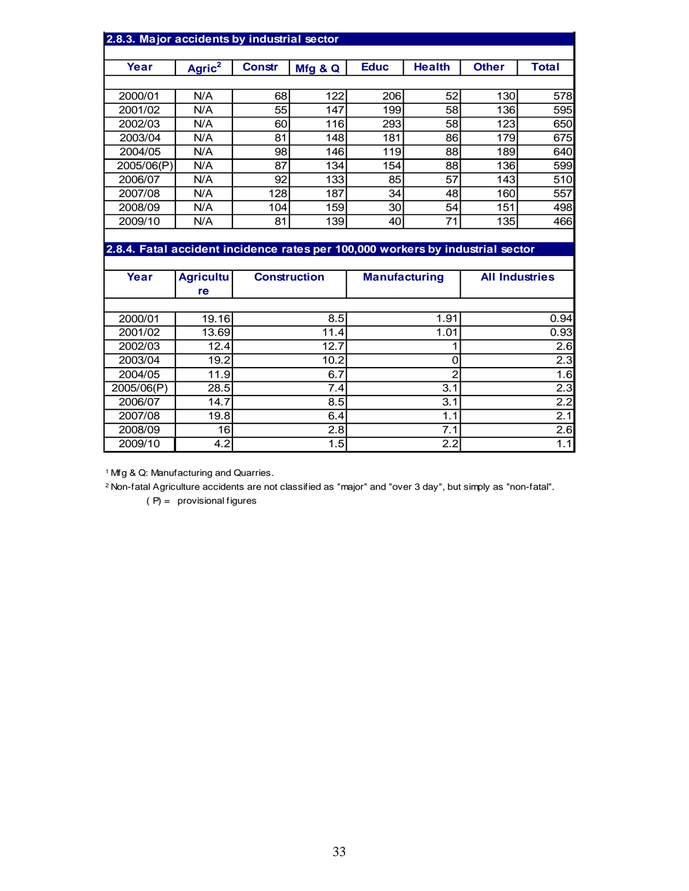### 2.8.3. Major accidents by industrial sector

| Year | Agric[2] | Constr | Mfg & Q | Educ | Health | Other | Total |
|---|---|---|---|---|---|---|---|
| 2000/01 | N/A | 68 | 122 | 206 | 52 | 130 | 578 |
| 2001/02 | N/A | 55 | 147 | 199 | 58 | 136 | 595 |
| 2002/03 | N/A | 60 | 116 | 293 | 58 | 123 | 650 |
| 2003/04 | N/A | 81 | 148 | 181 | 86 | 179 | 675 |
| 2004/05 | N/A | 98 | 146 | 119 | 88 | 189 | 640 |
| 2005/06(P) | N/A | 87 | 134 | 154 | 88 | 136 | 599 |
| 2006/07 | N/A | 92 | 133 | 85 | 57 | 143 | 510 |
| 2007/08 | N/A | 128 | 187 | 34 | 48 | 160 | 557 |
| 2008/09 | N/A | 104 | 159 | 30 | 54 | 151 | 498 |
| 2009/10 | N/A | 81 | 139 | 40 | 71 | 135 | 466 |

### 2.8.4. Fatal accident incidence rates per 100,000 workers by industrial sector

| Year | Agriculture | Construction | Manufacturing | All Industries |
|---|---|---|---|---|
| 2000/01 | 19.16 | 8.5 | 1.91 | 0.94 |
| 2001/02 | 13.69 | 11.4 | 1.01 | 0.93 |
| 2002/03 | 12.4 | 12.7 | 1 | 2.6 |
| 2003/04 | 19.2 | 10.2 | 0 | 2.3 |
| 2004/05 | 11.9 | 6.7 | 2 | 1.6 |
| 2005/06(P) | 28.5 | 7.4 | 3.1 | 2.3 |
| 2006/07 | 14.7 | 8.5 | 3.1 | 2.2 |
| 2007/08 | 19.8 | 6.4 | 1.1 | 2.1 |
| 2008/09 | 16 | 2.8 | 7.1 | 2.6 |
| 2009/10 | 4.2 | 1.5 | 2.2 | 1.1 |

[1] Mfg & Q: Manufacturing and Quarries.

[2] Non-fatal Agriculture accidents are not classified as "major" and "over 3 day", but simply as "non-fatal".

( P) = provisional figures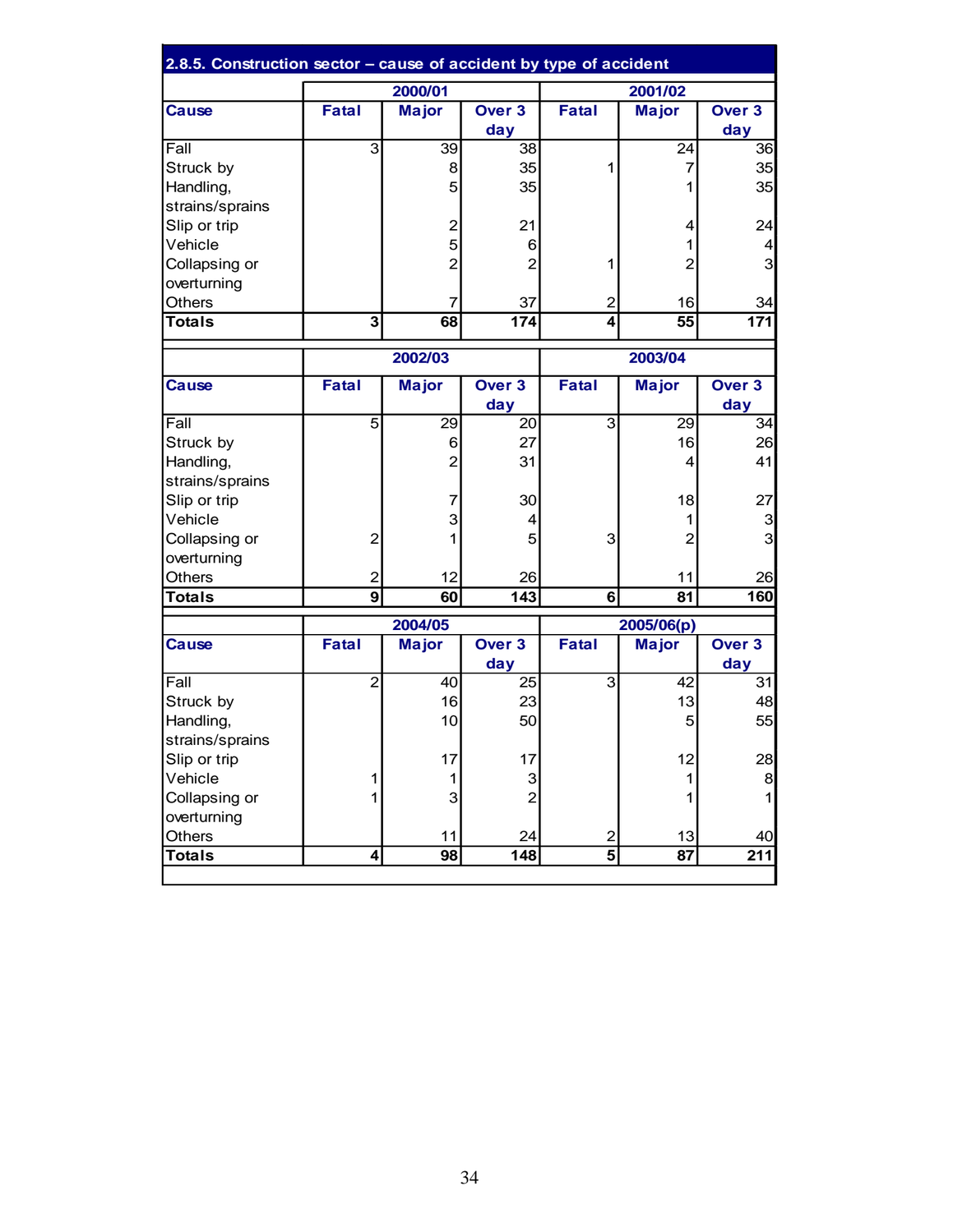### 2.8.5. Construction sector – cause of accident by type of accident

| Cause | 2000/01 | | | 2001/02 | | |
|---|---|---|---|---|---|---|
| | Fatal | Major | Over 3 day | Fatal | Major | Over 3 day |
| Fall | 3 | 39 | 38 | | 24 | 36 |
| Struck by | | 8 | 35 | 1 | 7 | 35 |
| Handling, strains/sprains | | 5 | 35 | | 1 | 35 |
| Slip or trip | | 2 | 21 | | 4 | 24 |
| Vehicle | | 5 | 6 | | 1 | 4 |
| Collapsing or overturning | | 2 | 2 | 1 | 2 | 3 |
| Others | | 7 | 37 | 2 | 16 | 34 |
| **Totals** | **3** | **68** | **174** | **4** | **55** | **171** |

| Cause | 2002/03 | | | 2003/04 | | |
|---|---|---|---|---|---|---|
| | Fatal | Major | Over 3 day | Fatal | Major | Over 3 day |
| Fall | 5 | 29 | 20 | 3 | 29 | 34 |
| Struck by | | 6 | 27 | | 16 | 26 |
| Handling, strains/sprains | | 2 | 31 | | 4 | 41 |
| Slip or trip | | 7 | 30 | | 18 | 27 |
| Vehicle | | 3 | 4 | | 1 | 3 |
| Collapsing or overturning | 2 | 1 | 5 | 3 | 2 | 3 |
| Others | 2 | 12 | 26 | | 11 | 26 |
| **Totals** | **9** | **60** | **143** | **6** | **81** | **160** |

| Cause | 2004/05 | | | 2005/06(p) | | |
|---|---|---|---|---|---|---|
| | Fatal | Major | Over 3 day | Fatal | Major | Over 3 day |
| Fall | 2 | 40 | 25 | 3 | 42 | 31 |
| Struck by | | 16 | 23 | | 13 | 48 |
| Handling, strains/sprains | | 10 | 50 | | 5 | 55 |
| Slip or trip | | 17 | 17 | | 12 | 28 |
| Vehicle | 1 | 1 | 3 | | 1 | 8 |
| Collapsing or overturning | 1 | 3 | 2 | | 1 | 1 |
| Others | | 11 | 24 | 2 | 13 | 40 |
| **Totals** | **4** | **98** | **148** | **5** | **87** | **211** |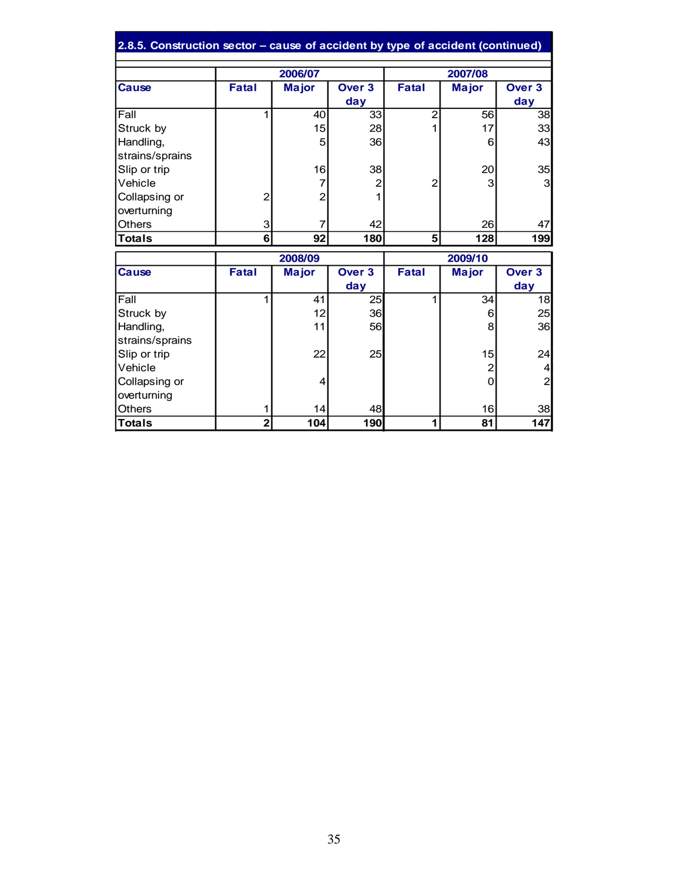## 2.8.5. Construction sector – cause of accident by type of accident (continued)

| Cause | 2006/07 | | | 2007/08 | | |
|---|---|---|---|---|---|---|
| | Fatal | Major | Over 3 day | Fatal | Major | Over 3 day |
| Fall | 1 | 40 | 33 | 2 | 56 | 38 |
| Struck by | | 15 | 28 | 1 | 17 | 33 |
| Handling, strains/sprains | | 5 | 36 | | 6 | 43 |
| Slip or trip | | 16 | 38 | | 20 | 35 |
| Vehicle | | 7 | 2 | 2 | 3 | 3 |
| Collapsing or overturning | 2 | 2 | 1 | | | |
| Others | 3 | 7 | 42 | | 26 | 47 |
| **Totals** | **6** | **92** | **180** | **5** | **128** | **199** |

| Cause | 2008/09 | | | 2009/10 | | |
|---|---|---|---|---|---|---|
| | Fatal | Major | Over 3 day | Fatal | Major | Over 3 day |
| Fall | 1 | 41 | 25 | 1 | 34 | 18 |
| Struck by | | 12 | 36 | | 6 | 25 |
| Handling, strains/sprains | | 11 | 56 | | 8 | 36 |
| Slip or trip | | 22 | 25 | | 15 | 24 |
| Vehicle | | | | | 2 | 4 |
| Collapsing or overturning | | 4 | | | 0 | 2 |
| Others | 1 | 14 | 48 | | 16 | 38 |
| **Totals** | **2** | **104** | **190** | **1** | **81** | **147** |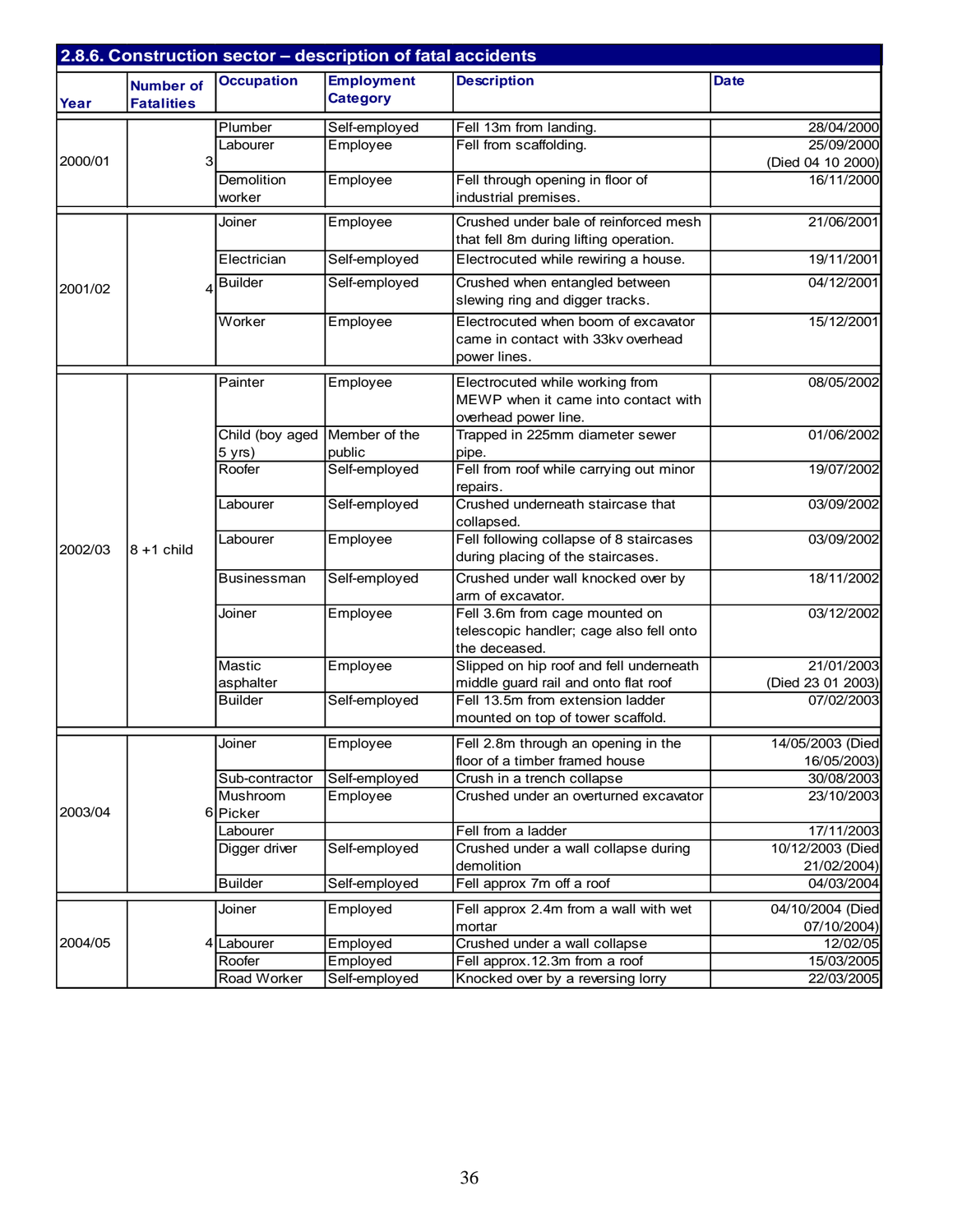## 2.8.6. Construction sector – description of fatal accidents

| Year | Number of Fatalities | Occupation | Employment Category | Description | Date |
|---|---|---|---|---|---|
| 2000/01 | 3 | Plumber | Self-employed | Fell 13m from landing. | 28/04/2000 |
| | | Labourer | Employee | Fell from scaffolding. | 25/09/2000 (Died 04 10 2000) |
| | | Demolition worker | Employee | Fell through opening in floor of industrial premises. | 16/11/2000 |
| 2001/02 | 4 | Joiner | Employee | Crushed under bale of reinforced mesh that fell 8m during lifting operation. | 21/06/2001 |
| | | Electrician | Self-employed | Electrocuted while rewiring a house. | 19/11/2001 |
| | | Builder | Self-employed | Crushed when entangled between slewing ring and digger tracks. | 04/12/2001 |
| | | Worker | Employee | Electrocuted when boom of excavator came in contact with 33kv overhead power lines. | 15/12/2001 |
| 2002/03 | 8 +1 child | Painter | Employee | Electrocuted while working from MEWP when it came into contact with overhead power line. | 08/05/2002 |
| | | Child (boy aged 5 yrs) | Member of the public | Trapped in 225mm diameter sewer pipe. | 01/06/2002 |
| | | Roofer | Self-employed | Fell from roof while carrying out minor repairs. | 19/07/2002 |
| | | Labourer | Self-employed | Crushed underneath staircase that collapsed. | 03/09/2002 |
| | | Labourer | Employee | Fell following collapse of 8 staircases during placing of the staircases. | 03/09/2002 |
| | | Businessman | Self-employed | Crushed under wall knocked over by arm of excavator. | 18/11/2002 |
| | | Joiner | Employee | Fell 3.6m from cage mounted on telescopic handler; cage also fell onto the deceased. | 03/12/2002 |
| | | Mastic asphalter | Employee | Slipped on hip roof and fell underneath middle guard rail and onto flat roof | 21/01/2003 (Died 23 01 2003) |
| | | Builder | Self-employed | Fell 13.5m from extension ladder mounted on top of tower scaffold. | 07/02/2003 |
| 2003/04 | 6 | Joiner | Employee | Fell 2.8m through an opening in the floor of a timber framed house | 14/05/2003 (Died 16/05/2003) |
| | | Sub-contractor | Self-employed | Crush in a trench collapse | 30/08/2003 |
| | | Mushroom Picker | Employee | Crushed under an overturned excavator | 23/10/2003 |
| | | Labourer | | Fell from a ladder | 17/11/2003 |
| | | Digger driver | Self-employed | Crushed under a wall collapse during demolition | 10/12/2003 (Died 21/02/2004) |
| | | Builder | Self-employed | Fell approx 7m off a roof | 04/03/2004 |
| 2004/05 | 4 | Joiner | Employed | Fell approx 2.4m from a wall with wet mortar | 04/10/2004 (Died 07/10/2004) |
| | | Labourer | Employed | Crushed under a wall collapse | 12/02/05 |
| | | Roofer | Employed | Fell approx.12.3m from a roof | 15/03/2005 |
| | | Road Worker | Self-employed | Knocked over by a reversing lorry | 22/03/2005 |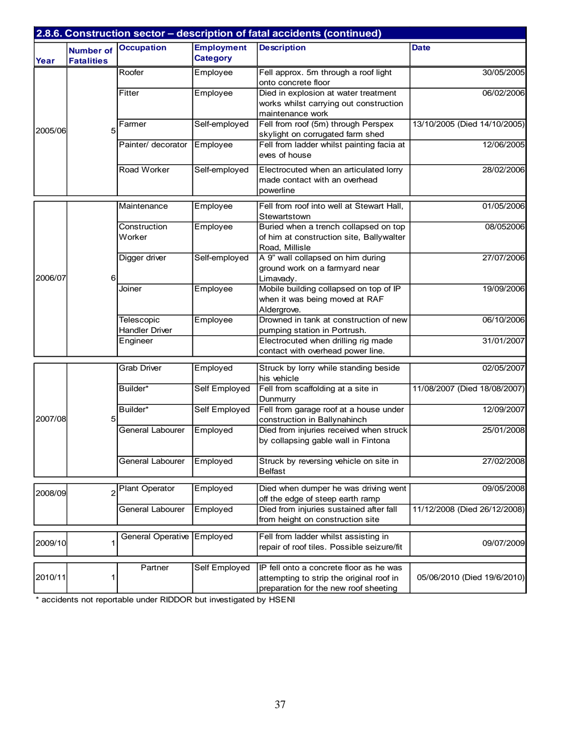## 2.8.6. Construction sector – description of fatal accidents (continued)

| Year | Number of Fatalities | Occupation | Employment Category | Description | Date |
|---|---|---|---|---|---|
| 2005/06 | 5 | Roofer | Employee | Fell approx. 5m through a roof light onto concrete floor | 30/05/2005 |
| | | Fitter | Employee | Died in explosion at water treatment works whilst carrying out construction maintenance work | 06/02/2006 |
| | | Farmer | Self-employed | Fell from roof (5m) through Perspex skylight on corrugated farm shed | 13/10/2005 (Died 14/10/2005) |
| | | Painter/ decorator | Employee | Fell from ladder whilst painting facia at eves of house | 12/06/2005 |
| | | Road Worker | Self-employed | Electrocuted when an articulated lorry made contact with an overhead powerline | 28/02/2006 |
| 2006/07 | 6 | Maintenance | Employee | Fell from roof into well at Stewart Hall, Stewartstown | 01/05/2006 |
| | | Construction Worker | Employee | Buried when a trench collapsed on top of him at construction site, Ballywalter Road, Millisle | 08/052006 |
| | | Digger driver | Self-employed | A 9" wall collapsed on him during ground work on a farmyard near Limavady. | 27/07/2006 |
| | | Joiner | Employee | Mobile building collapsed on top of IP when it was being moved at RAF Aldergrove. | 19/09/2006 |
| | | Telescopic Handler Driver | Employee | Drowned in tank at construction of new pumping station in Portrush. | 06/10/2006 |
| | | Engineer | | Electrocuted when drilling rig made contact with overhead power line. | 31/01/2007 |
| 2007/08 | 5 | Grab Driver | Employed | Struck by lorry while standing beside his vehicle | 02/05/2007 |
| | | Builder* | Self Employed | Fell from scaffolding at a site in Dunmurry | 11/08/2007 (Died 18/08/2007) |
| | | Builder* | Self Employed | Fell from garage roof at a house under construction in Ballynahinch | 12/09/2007 |
| | | General Labourer | Employed | Died from injuries received when struck by collapsing gable wall in Fintona | 25/01/2008 |
| | | General Labourer | Employed | Struck by reversing vehicle on site in Belfast | 27/02/2008 |
| 2008/09 | 2 | Plant Operator | Employed | Died when dumper he was driving went off the edge of steep earth ramp | 09/05/2008 |
| | | General Labourer | Employed | Died from injuries sustained after fall from height on construction site | 11/12/2008 (Died 26/12/2008) |
| 2009/10 | 1 | General Operative | Employed | Fell from ladder whilst assisting in repair of roof tiles. Possible seizure/fit | 09/07/2009 |
| 2010/11 | 1 | Partner | Self Employed | IP fell onto a concrete floor as he was attempting to strip the original roof in preparation for the new roof sheeting | 05/06/2010 (Died 19/6/2010) |

* accidents not reportable under RIDDOR but investigated by HSENI